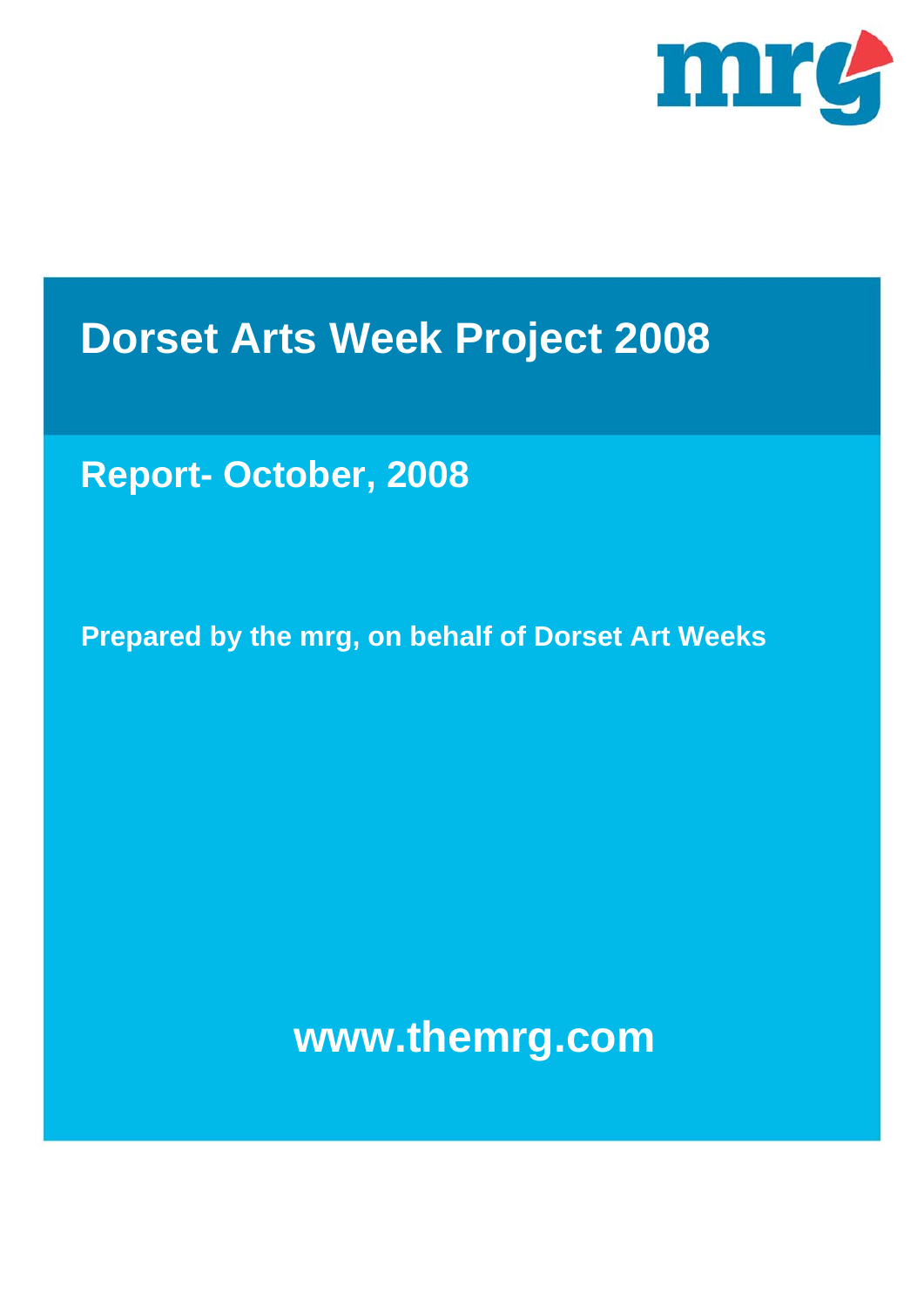mrg

# Dorset Arts Week Project 2008

## Report- October, 2008

**Prepared by the mrg, on behalf of Dorset Art Weeks**

**www.themrg.com**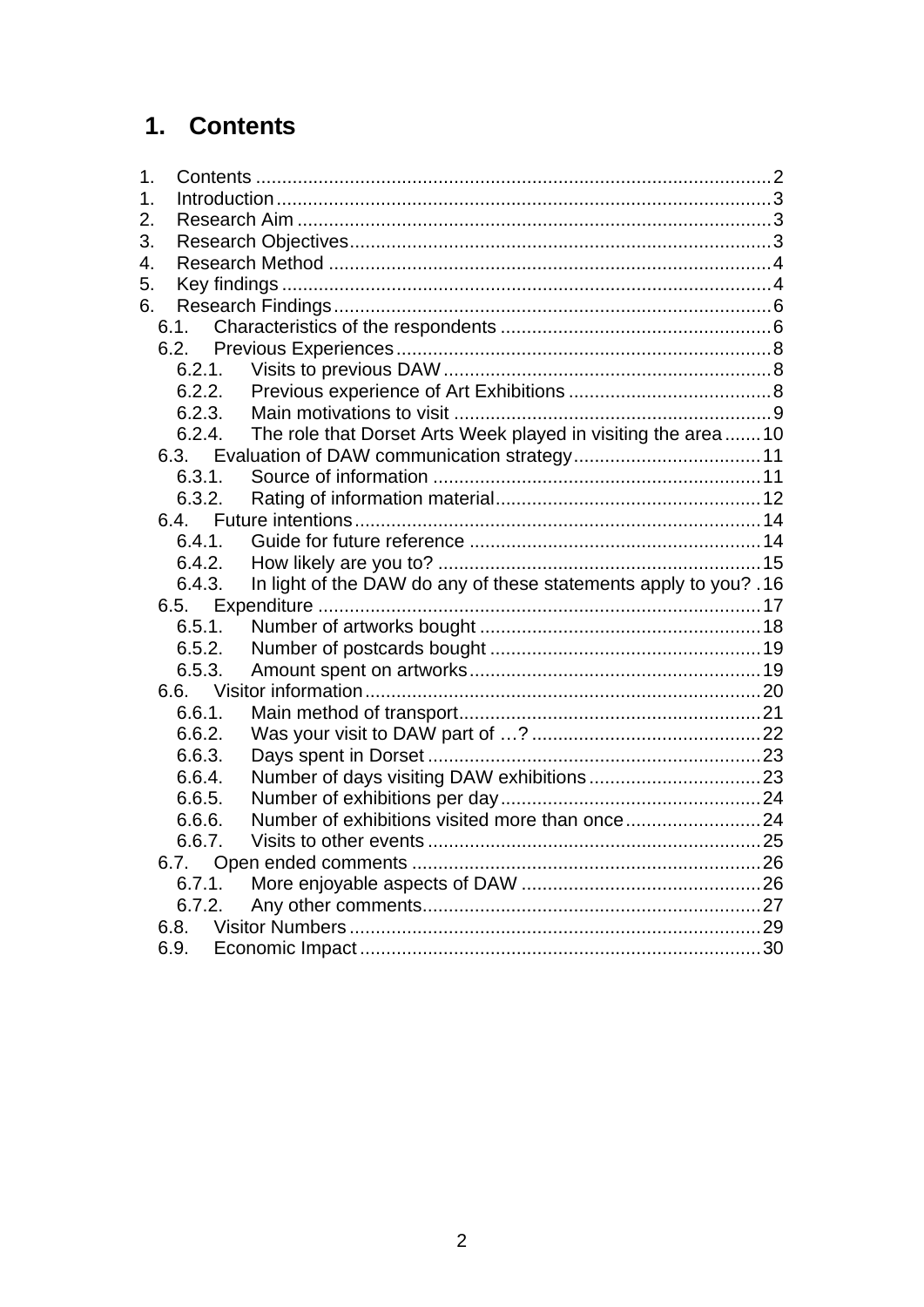# 1. Contents

1. Contents ..... 2
1. Introduction ..... 3
2. Research Aim ..... 3
3. Research Objectives ..... 3
4. Research Method ..... 4
5. Key findings ..... 4
6. Research Findings ..... 6
   - 6.1. Characteristics of the respondents ..... 6
   - 6.2. Previous Experiences ..... 8
     - 6.2.1. Visits to previous DAW ..... 8
     - 6.2.2. Previous experience of Art Exhibitions ..... 8
     - 6.2.3. Main motivations to visit ..... 9
     - 6.2.4. The role that Dorset Arts Week played in visiting the area ..... 10
   - 6.3. Evaluation of DAW communication strategy ..... 11
     - 6.3.1. Source of information ..... 11
     - 6.3.2. Rating of information material ..... 12
   - 6.4. Future intentions ..... 14
     - 6.4.1. Guide for future reference ..... 14
     - 6.4.2. How likely are you to? ..... 15
     - 6.4.3. In light of the DAW do any of these statements apply to you? . 16
   - 6.5. Expenditure ..... 17
     - 6.5.1. Number of artworks bought ..... 18
     - 6.5.2. Number of postcards bought ..... 19
     - 6.5.3. Amount spent on artworks ..... 19
   - 6.6. Visitor information ..... 20
     - 6.6.1. Main method of transport ..... 21
     - 6.6.2. Was your visit to DAW part of …? ..... 22
     - 6.6.3. Days spent in Dorset ..... 23
     - 6.6.4. Number of days visiting DAW exhibitions ..... 23
     - 6.6.5. Number of exhibitions per day ..... 24
     - 6.6.6. Number of exhibitions visited more than once ..... 24
     - 6.6.7. Visits to other events ..... 25
   - 6.7. Open ended comments ..... 26
     - 6.7.1. More enjoyable aspects of DAW ..... 26
     - 6.7.2. Any other comments ..... 27
   - 6.8. Visitor Numbers ..... 29
   - 6.9. Economic Impact ..... 30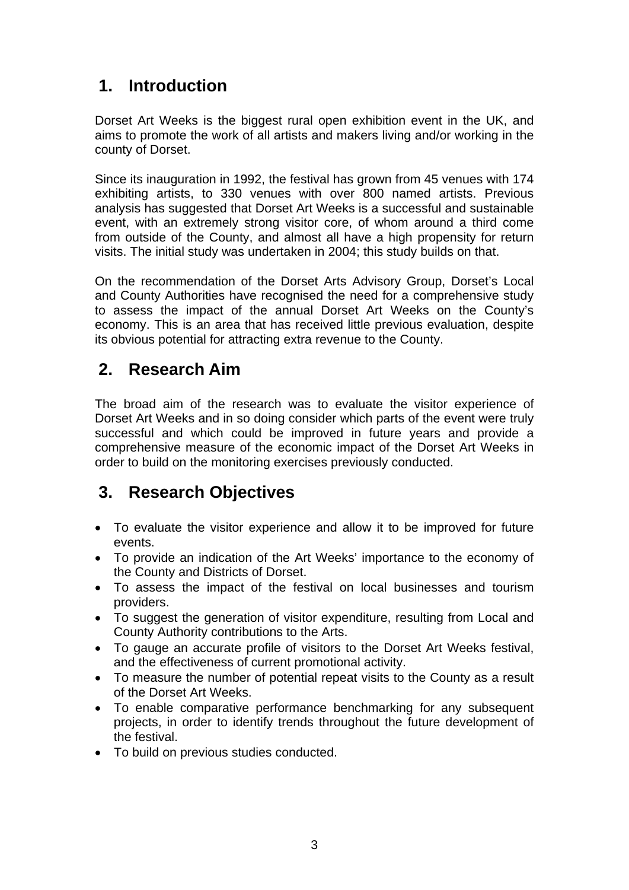## 1. Introduction

Dorset Art Weeks is the biggest rural open exhibition event in the UK, and aims to promote the work of all artists and makers living and/or working in the county of Dorset.

Since its inauguration in 1992, the festival has grown from 45 venues with 174 exhibiting artists, to 330 venues with over 800 named artists. Previous analysis has suggested that Dorset Art Weeks is a successful and sustainable event, with an extremely strong visitor core, of whom around a third come from outside of the County, and almost all have a high propensity for return visits. The initial study was undertaken in 2004; this study builds on that.

On the recommendation of the Dorset Arts Advisory Group, Dorset's Local and County Authorities have recognised the need for a comprehensive study to assess the impact of the annual Dorset Art Weeks on the County's economy. This is an area that has received little previous evaluation, despite its obvious potential for attracting extra revenue to the County.

## 2. Research Aim

The broad aim of the research was to evaluate the visitor experience of Dorset Art Weeks and in so doing consider which parts of the event were truly successful and which could be improved in future years and provide a comprehensive measure of the economic impact of the Dorset Art Weeks in order to build on the monitoring exercises previously conducted.

## 3. Research Objectives

- To evaluate the visitor experience and allow it to be improved for future events.
- To provide an indication of the Art Weeks' importance to the economy of the County and Districts of Dorset.
- To assess the impact of the festival on local businesses and tourism providers.
- To suggest the generation of visitor expenditure, resulting from Local and County Authority contributions to the Arts.
- To gauge an accurate profile of visitors to the Dorset Art Weeks festival, and the effectiveness of current promotional activity.
- To measure the number of potential repeat visits to the County as a result of the Dorset Art Weeks.
- To enable comparative performance benchmarking for any subsequent projects, in order to identify trends throughout the future development of the festival.
- To build on previous studies conducted.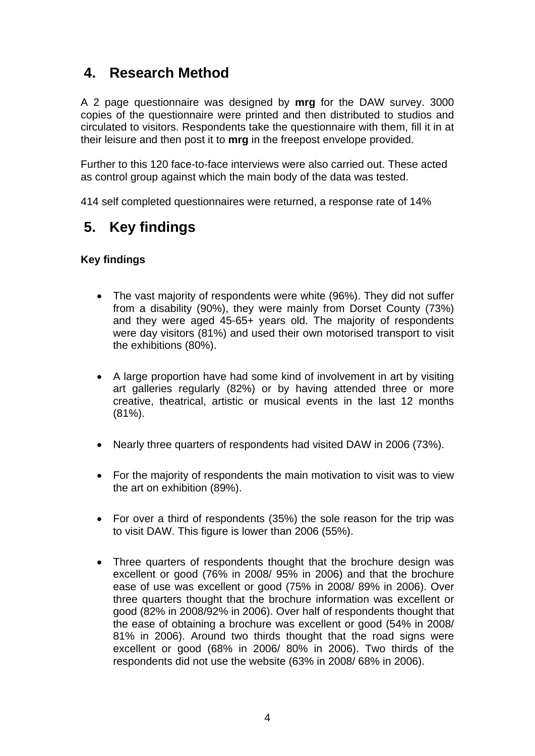## 4. Research Method

A 2 page questionnaire was designed by **mrg** for the DAW survey. 3000 copies of the questionnaire were printed and then distributed to studios and circulated to visitors. Respondents take the questionnaire with them, fill it in at their leisure and then post it to **mrg** in the freepost envelope provided.

Further to this 120 face-to-face interviews were also carried out. These acted as control group against which the main body of the data was tested.

414 self completed questionnaires were returned, a response rate of 14%

## 5. Key findings

### Key findings

- The vast majority of respondents were white (96%). They did not suffer from a disability (90%), they were mainly from Dorset County (73%) and they were aged 45-65+ years old. The majority of respondents were day visitors (81%) and used their own motorised transport to visit the exhibitions (80%).

- A large proportion have had some kind of involvement in art by visiting art galleries regularly (82%) or by having attended three or more creative, theatrical, artistic or musical events in the last 12 months (81%).

- Nearly three quarters of respondents had visited DAW in 2006 (73%).

- For the majority of respondents the main motivation to visit was to view the art on exhibition (89%).

- For over a third of respondents (35%) the sole reason for the trip was to visit DAW. This figure is lower than 2006 (55%).

- Three quarters of respondents thought that the brochure design was excellent or good (76% in 2008/ 95% in 2006) and that the brochure ease of use was excellent or good (75% in 2008/ 89% in 2006). Over three quarters thought that the brochure information was excellent or good (82% in 2008/92% in 2006). Over half of respondents thought that the ease of obtaining a brochure was excellent or good (54% in 2008/ 81% in 2006). Around two thirds thought that the road signs were excellent or good (68% in 2006/ 80% in 2006). Two thirds of the respondents did not use the website (63% in 2008/ 68% in 2006).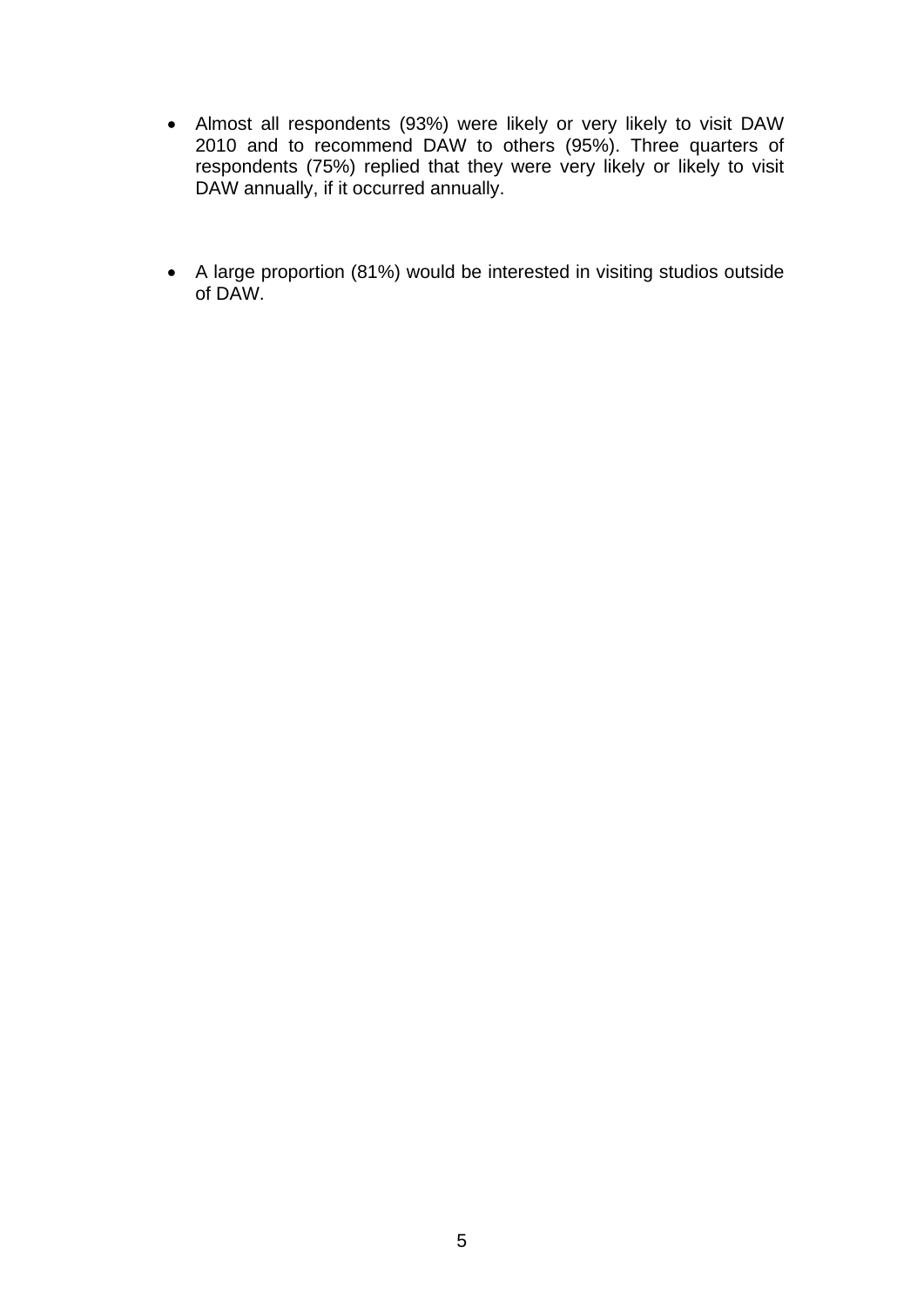- Almost all respondents (93%) were likely or very likely to visit DAW 2010 and to recommend DAW to others (95%). Three quarters of respondents (75%) replied that they were very likely or likely to visit DAW annually, if it occurred annually.

- A large proportion (81%) would be interested in visiting studios outside of DAW.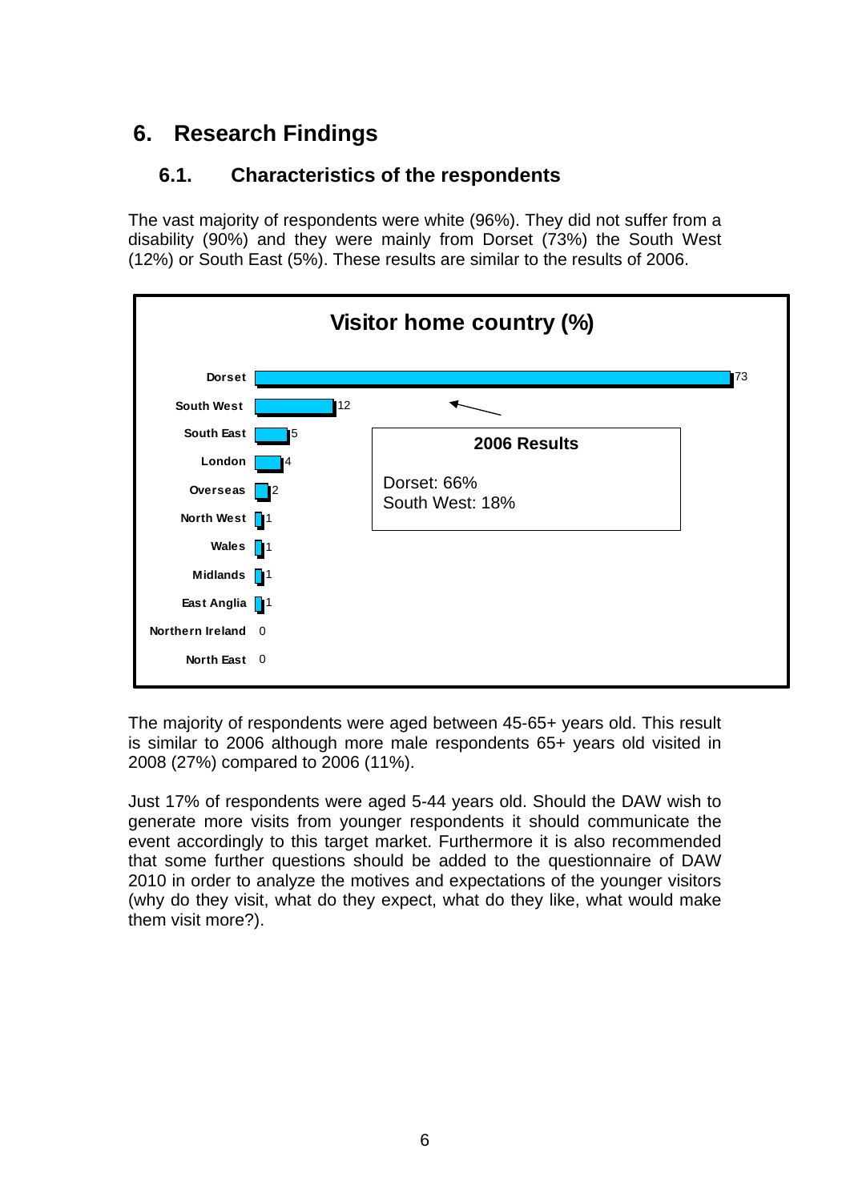# 6. Research Findings

## 6.1. Characteristics of the respondents

The vast majority of respondents were white (96%). They did not suffer from a disability (90%) and they were mainly from Dorset (73%) the South West (12%) or South East (5%). These results are similar to the results of 2006.

**Visitor home country (%)**

| Region | % |
|---|---|
| Dorset | 73 |
| South West | 12 |
| South East | 5 |
| London | 4 |
| Overseas | 2 |
| North West | 1 |
| Wales | 1 |
| Midlands | 1 |
| East Anglia | 1 |
| Northern Ireland | 0 |
| North East | 0 |

**2006 Results**

Dorset: 66%
South West: 18%

The majority of respondents were aged between 45-65+ years old. This result is similar to 2006 although more male respondents 65+ years old visited in 2008 (27%) compared to 2006 (11%).

Just 17% of respondents were aged 5-44 years old. Should the DAW wish to generate more visits from younger respondents it should communicate the event accordingly to this target market. Furthermore it is also recommended that some further questions should be added to the questionnaire of DAW 2010 in order to analyze the motives and expectations of the younger visitors (why do they visit, what do they expect, what do they like, what would make them visit more?).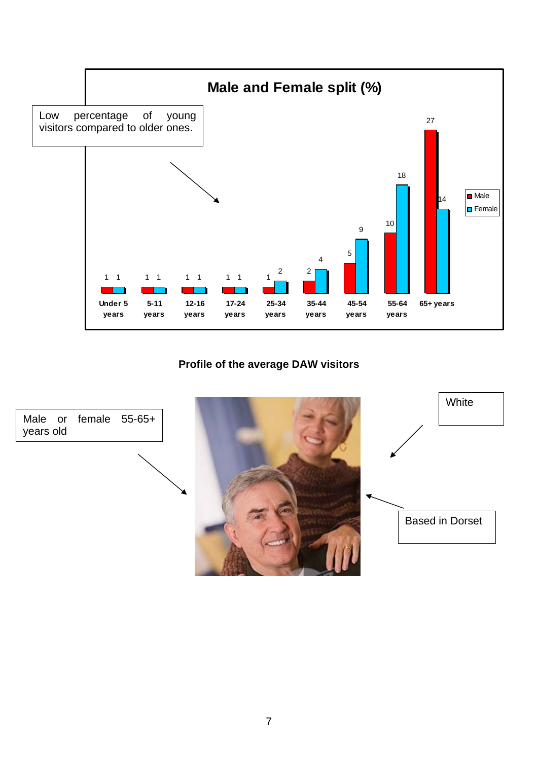**Male and Female split (%)**

Low percentage of young visitors compared to older ones.

| Age group | Male | Female |
| --- | --- | --- |
| Under 5 years | 1 | 1 |
| 5-11 years | 1 | 1 |
| 12-16 years | 1 | 1 |
| 17-24 years | 1 | 1 |
| 25-34 years | 1 | 2 |
| 35-44 years | 2 | 4 |
| 45-54 years | 5 | 9 |
| 55-64 years | 10 | 18 |
| 65+ years | 27 | 14 |

**Profile of the average DAW visitors**

Male or female 55-65+ years old

White

Based in Dorset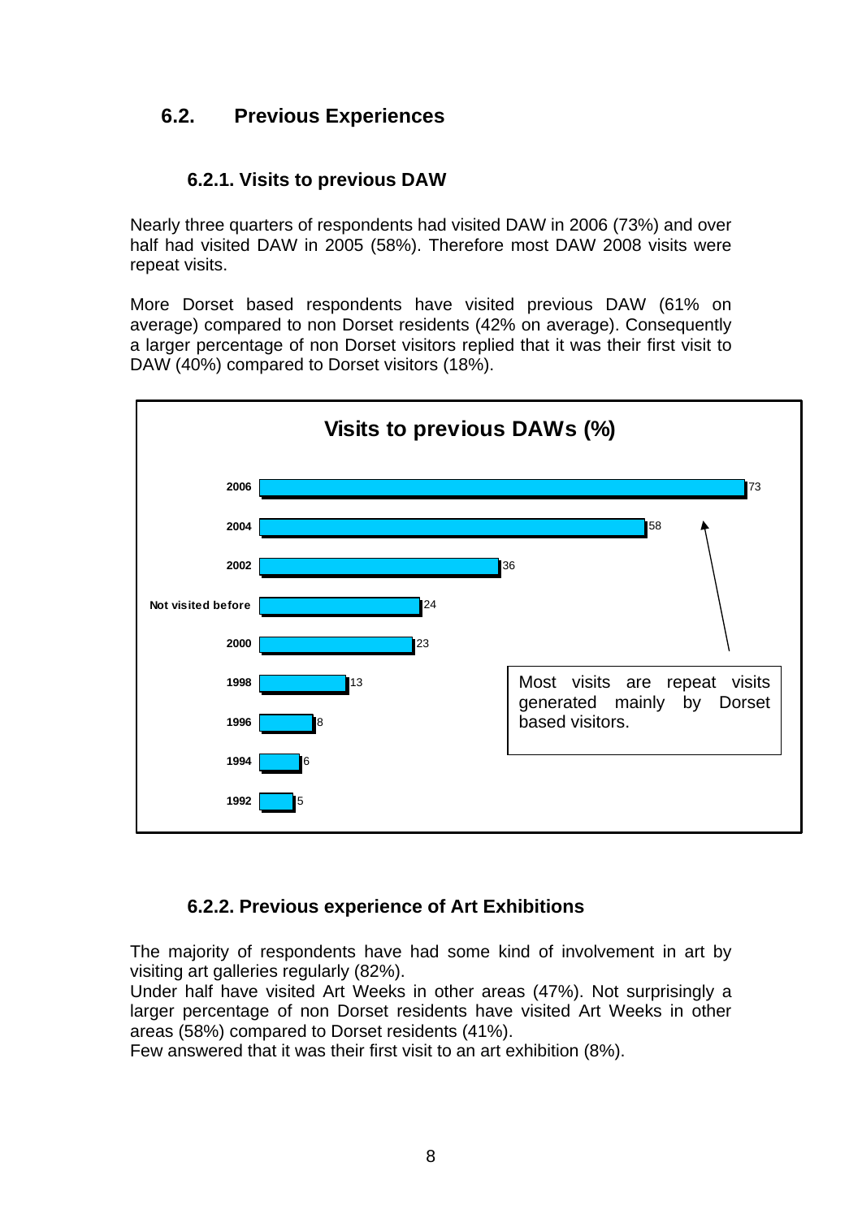## 6.2. Previous Experiences

### 6.2.1. Visits to previous DAW

Nearly three quarters of respondents had visited DAW in 2006 (73%) and over half had visited DAW in 2005 (58%). Therefore most DAW 2008 visits were repeat visits.

More Dorset based respondents have visited previous DAW (61% on average) compared to non Dorset residents (42% on average). Consequently a larger percentage of non Dorset visitors replied that it was their first visit to DAW (40%) compared to Dorset visitors (18%).

**Visits to previous DAWs (%)**

| | % |
|---|---|
| 2006 | 73 |
| 2004 | 58 |
| 2002 | 36 |
| Not visited before | 24 |
| 2000 | 23 |
| 1998 | 13 |
| 1996 | 8 |
| 1994 | 6 |
| 1992 | 5 |

Most visits are repeat visits generated mainly by Dorset based visitors.

### 6.2.2. Previous experience of Art Exhibitions

The majority of respondents have had some kind of involvement in art by visiting art galleries regularly (82%).
Under half have visited Art Weeks in other areas (47%). Not surprisingly a larger percentage of non Dorset residents have visited Art Weeks in other areas (58%) compared to Dorset residents (41%).
Few answered that it was their first visit to an art exhibition (8%).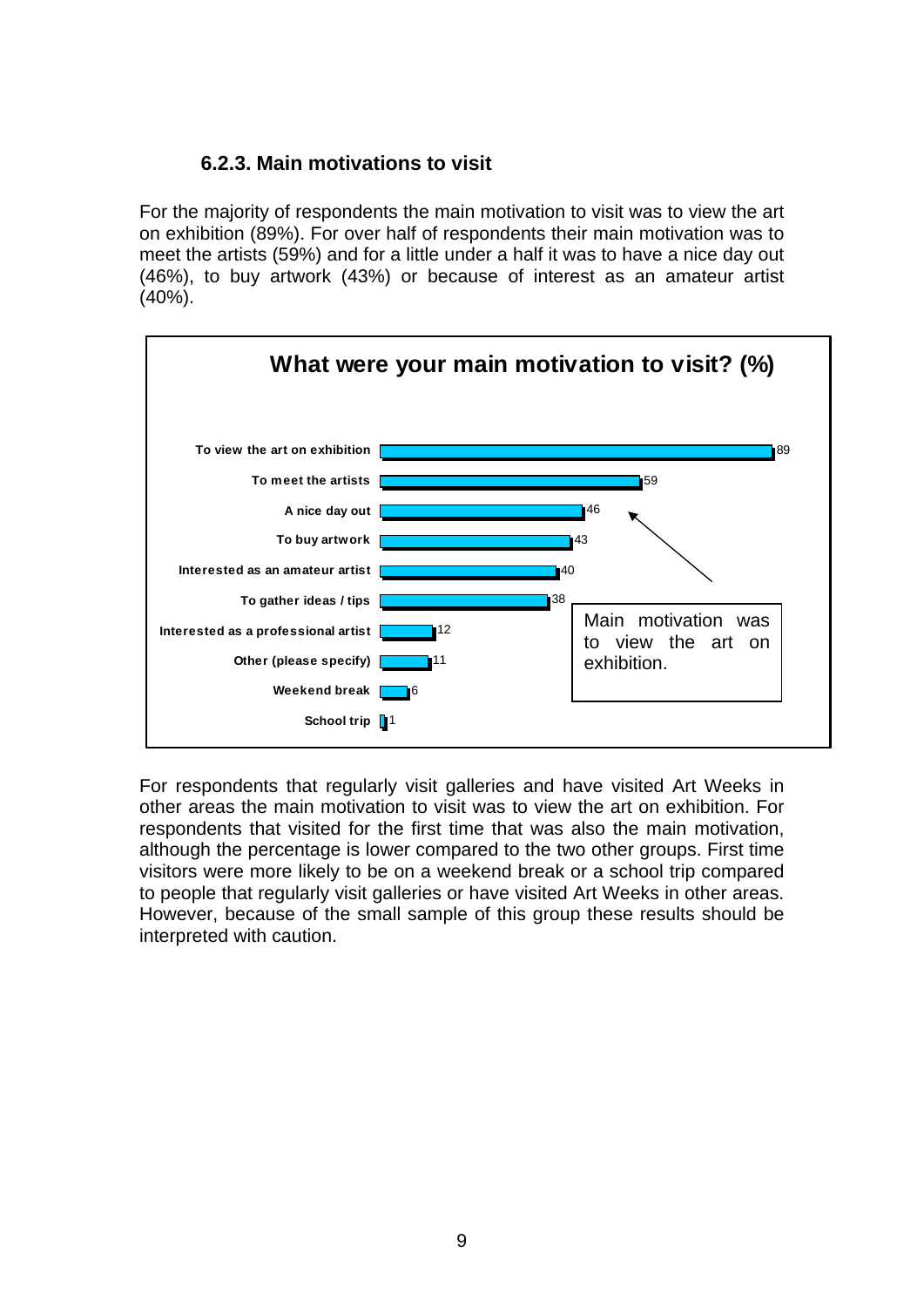### 6.2.3. Main motivations to visit

For the majority of respondents the main motivation to visit was to view the art on exhibition (89%). For over half of respondents their main motivation was to meet the artists (59%) and for a little under a half it was to have a nice day out (46%), to buy artwork (43%) or because of interest as an amateur artist (40%).

**What were your main motivation to visit? (%)**

| Motivation | % |
|---|---|
| To view the art on exhibition | 89 |
| To meet the artists | 59 |
| A nice day out | 46 |
| To buy artwork | 43 |
| Interested as an amateur artist | 40 |
| To gather ideas / tips | 38 |
| Interested as a professional artist | 12 |
| Other (please specify) | 11 |
| Weekend break | 6 |
| School trip | 1 |

Main motivation was to view the art on exhibition.

For respondents that regularly visit galleries and have visited Art Weeks in other areas the main motivation to visit was to view the art on exhibition. For respondents that visited for the first time that was also the main motivation, although the percentage is lower compared to the two other groups. First time visitors were more likely to be on a weekend break or a school trip compared to people that regularly visit galleries or have visited Art Weeks in other areas. However, because of the small sample of this group these results should be interpreted with caution.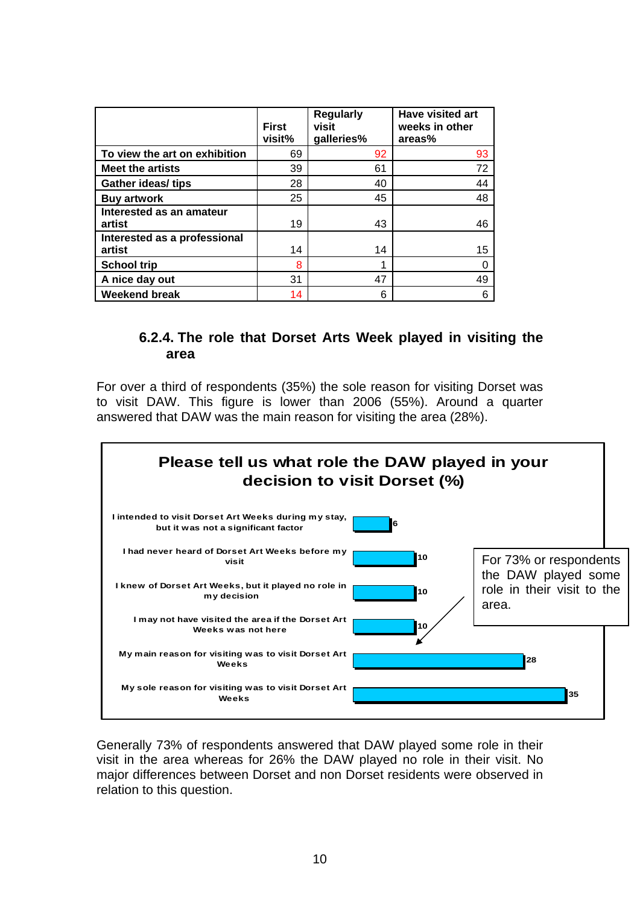| | First visit% | Regularly visit galleries% | Have visited art weeks in other areas% |
|---|---|---|---|
| **To view the art on exhibition** | 69 | 92 | 93 |
| **Meet the artists** | 39 | 61 | 72 |
| **Gather ideas/ tips** | 28 | 40 | 44 |
| **Buy artwork** | 25 | 45 | 48 |
| **Interested as an amateur artist** | 19 | 43 | 46 |
| **Interested as a professional artist** | 14 | 14 | 15 |
| **School trip** | 8 | 1 | 0 |
| **A nice day out** | 31 | 47 | 49 |
| **Weekend break** | 14 | 6 | 6 |

### 6.2.4. The role that Dorset Arts Week played in visiting the area

For over a third of respondents (35%) the sole reason for visiting Dorset was to visit DAW. This figure is lower than 2006 (55%). Around a quarter answered that DAW was the main reason for visiting the area (28%).

**Please tell us what role the DAW played in your decision to visit Dorset (%)**

| Response | % |
|---|---|
| I intended to visit Dorset Art Weeks during my stay, but it was not a significant factor | 6 |
| I had never heard of Dorset Art Weeks before my visit | 10 |
| I knew of Dorset Art Weeks, but it played no role in my decision | 10 |
| I may not have visited the area if the Dorset Art Weeks was not here | 10 |
| My main reason for visiting was to visit Dorset Art Weeks | 28 |
| My sole reason for visiting was to visit Dorset Art Weeks | 35 |

For 73% or respondents the DAW played some role in their visit to the area.

Generally 73% of respondents answered that DAW played some role in their visit in the area whereas for 26% the DAW played no role in their visit. No major differences between Dorset and non Dorset residents were observed in relation to this question.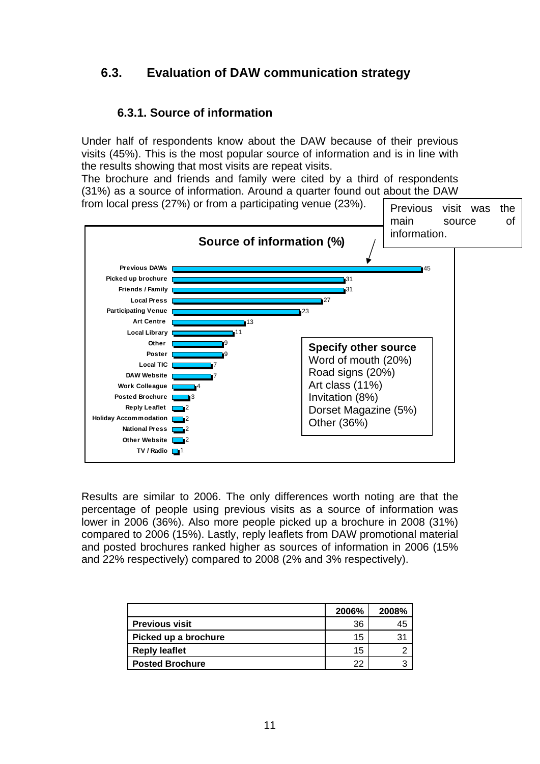## 6.3. Evaluation of DAW communication strategy

### 6.3.1. Source of information

Under half of respondents know about the DAW because of their previous visits (45%). This is the most popular source of information and is in line with the results showing that most visits are repeat visits.
The brochure and friends and family were cited by a third of respondents (31%) as a source of information. Around a quarter found out about the DAW from local press (27%) or from a participating venue (23%).

Previous visit was the main source of information.

**Source of information (%)**

| Source | % |
|---|---|
| Previous DAWs | 45 |
| Picked up brochure | 31 |
| Friends / Family | 31 |
| Local Press | 27 |
| Participating Venue | 23 |
| Art Centre | 13 |
| Local Library | 11 |
| Other | 9 |
| Poster | 9 |
| Local TIC | 7 |
| DAW Website | 7 |
| Work Colleague | 4 |
| Posted Brochure | 3 |
| Reply Leaflet | 2 |
| Holiday Accommodation | 2 |
| National Press | 2 |
| Other Website | 2 |
| TV / Radio | 1 |

**Specify other source**
Word of mouth (20%)
Road signs (20%)
Art class (11%)
Invitation (8%)
Dorset Magazine (5%)
Other (36%)

Results are similar to 2006. The only differences worth noting are that the percentage of people using previous visits as a source of information was lower in 2006 (36%). Also more people picked up a brochure in 2008 (31%) compared to 2006 (15%). Lastly, reply leaflets from DAW promotional material and posted brochures ranked higher as sources of information in 2006 (15% and 22% respectively) compared to 2008 (2% and 3% respectively).

| | 2006% | 2008% |
|---|---|---|
| **Previous visit** | 36 | 45 |
| **Picked up a brochure** | 15 | 31 |
| **Reply leaflet** | 15 | 2 |
| **Posted Brochure** | 22 | 3 |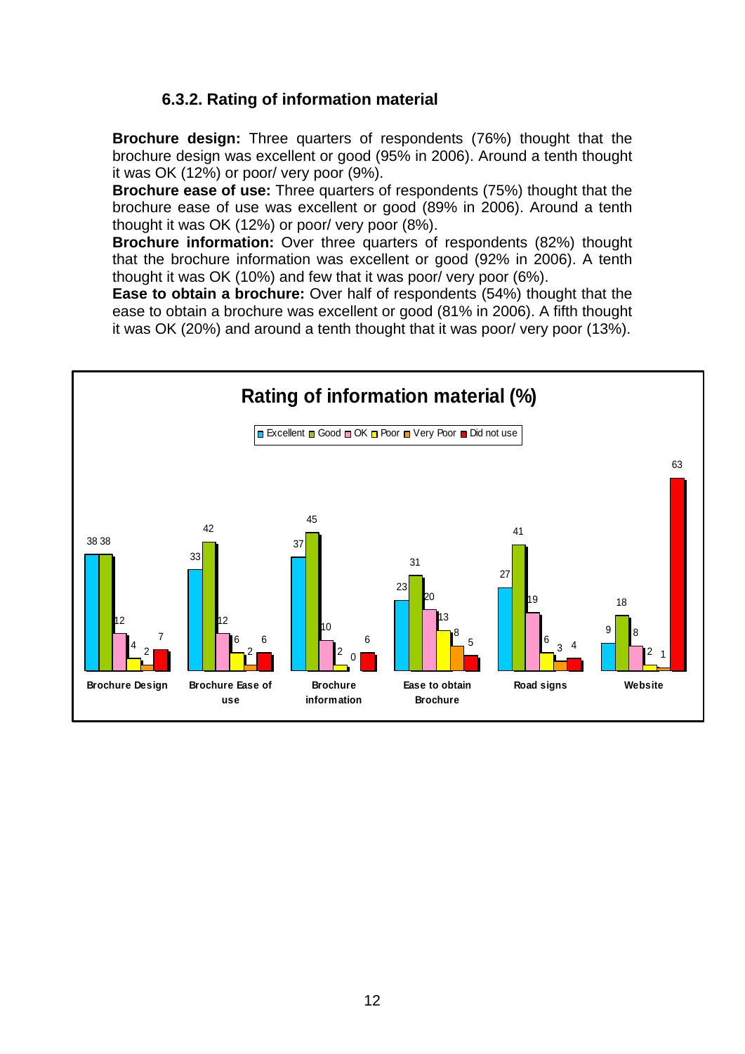### 6.3.2. Rating of information material

**Brochure design:** Three quarters of respondents (76%) thought that the brochure design was excellent or good (95% in 2006). Around a tenth thought it was OK (12%) or poor/ very poor (9%).

**Brochure ease of use:** Three quarters of respondents (75%) thought that the brochure ease of use was excellent or good (89% in 2006). Around a tenth thought it was OK (12%) or poor/ very poor (8%).

**Brochure information:** Over three quarters of respondents (82%) thought that the brochure information was excellent or good (92% in 2006). A tenth thought it was OK (10%) and few that it was poor/ very poor (6%).

**Ease to obtain a brochure:** Over half of respondents (54%) thought that the ease to obtain a brochure was excellent or good (81% in 2006). A fifth thought it was OK (20%) and around a tenth thought that it was poor/ very poor (13%).

**Rating of information material (%)**

| | Excellent | Good | OK | Poor | Very Poor | Did not use |
|---|---|---|---|---|---|---|
| Brochure Design | 38 | 38 | 12 | 4 | 2 | 7 |
| Brochure Ease of use | 33 | 42 | 12 | 6 | 2 | 6 |
| Brochure information | 37 | 45 | 10 | 2 | 0 | 6 |
| Ease to obtain Brochure | 23 | 31 | 20 | 13 | 8 | 5 |
| Road signs | 27 | 41 | 19 | 6 | 3 | 4 |
| Website | 9 | 18 | 8 | 2 | 1 | 63 |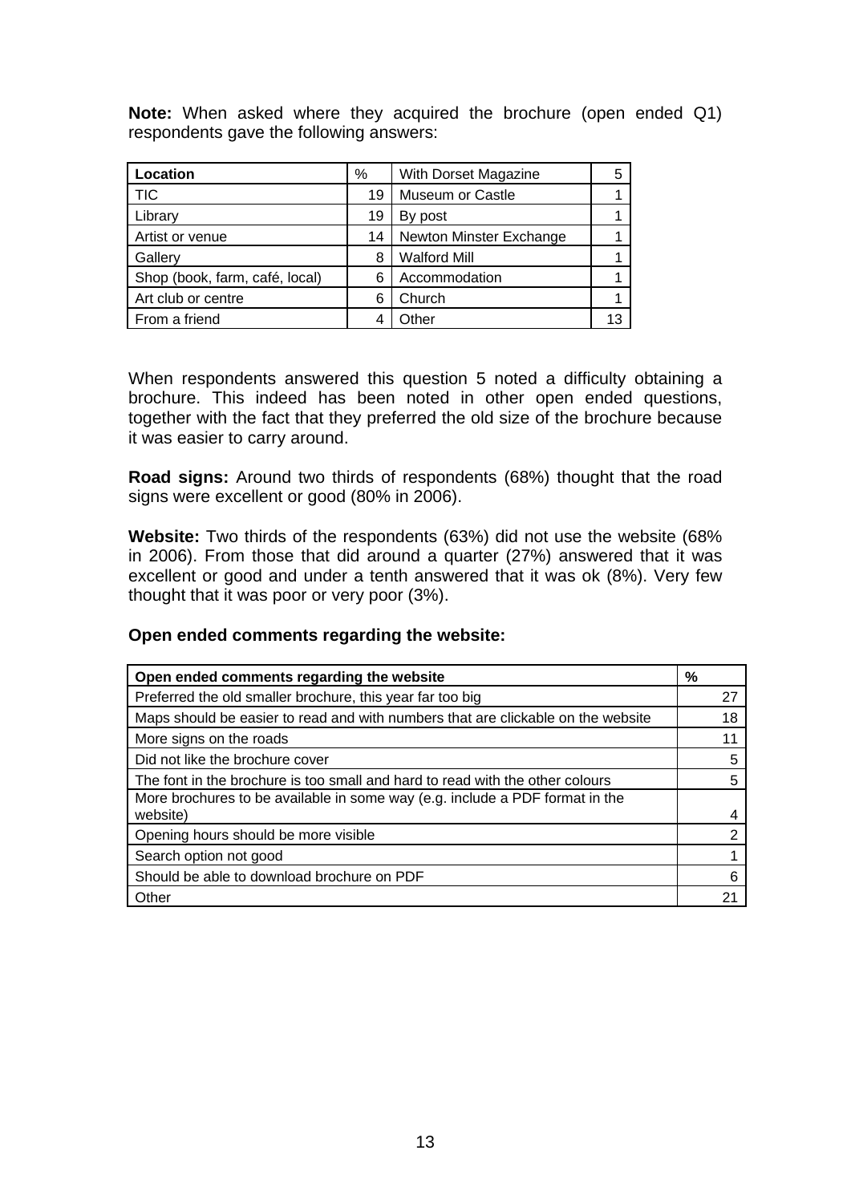**Note:** When asked where they acquired the brochure (open ended Q1) respondents gave the following answers:

| Location | % | With Dorset Magazine | 5 |
|---|---|---|---|
| TIC | 19 | Museum or Castle | 1 |
| Library | 19 | By post | 1 |
| Artist or venue | 14 | Newton Minster Exchange | 1 |
| Gallery | 8 | Walford Mill | 1 |
| Shop (book, farm, café, local) | 6 | Accommodation | 1 |
| Art club or centre | 6 | Church | 1 |
| From a friend | 4 | Other | 13 |

When respondents answered this question 5 noted a difficulty obtaining a brochure. This indeed has been noted in other open ended questions, together with the fact that they preferred the old size of the brochure because it was easier to carry around.

**Road signs:** Around two thirds of respondents (68%) thought that the road signs were excellent or good (80% in 2006).

**Website:** Two thirds of the respondents (63%) did not use the website (68% in 2006). From those that did around a quarter (27%) answered that it was excellent or good and under a tenth answered that it was ok (8%). Very few thought that it was poor or very poor (3%).

**Open ended comments regarding the website:**

| Open ended comments regarding the website | % |
|---|---|
| Preferred the old smaller brochure, this year far too big | 27 |
| Maps should be easier to read and with numbers that are clickable on the website | 18 |
| More signs on the roads | 11 |
| Did not like the brochure cover | 5 |
| The font in the brochure is too small and hard to read with the other colours | 5 |
| More brochures to be available in some way (e.g. include a PDF format in the website) | 4 |
| Opening hours should be more visible | 2 |
| Search option not good | 1 |
| Should be able to download brochure on PDF | 6 |
| Other | 21 |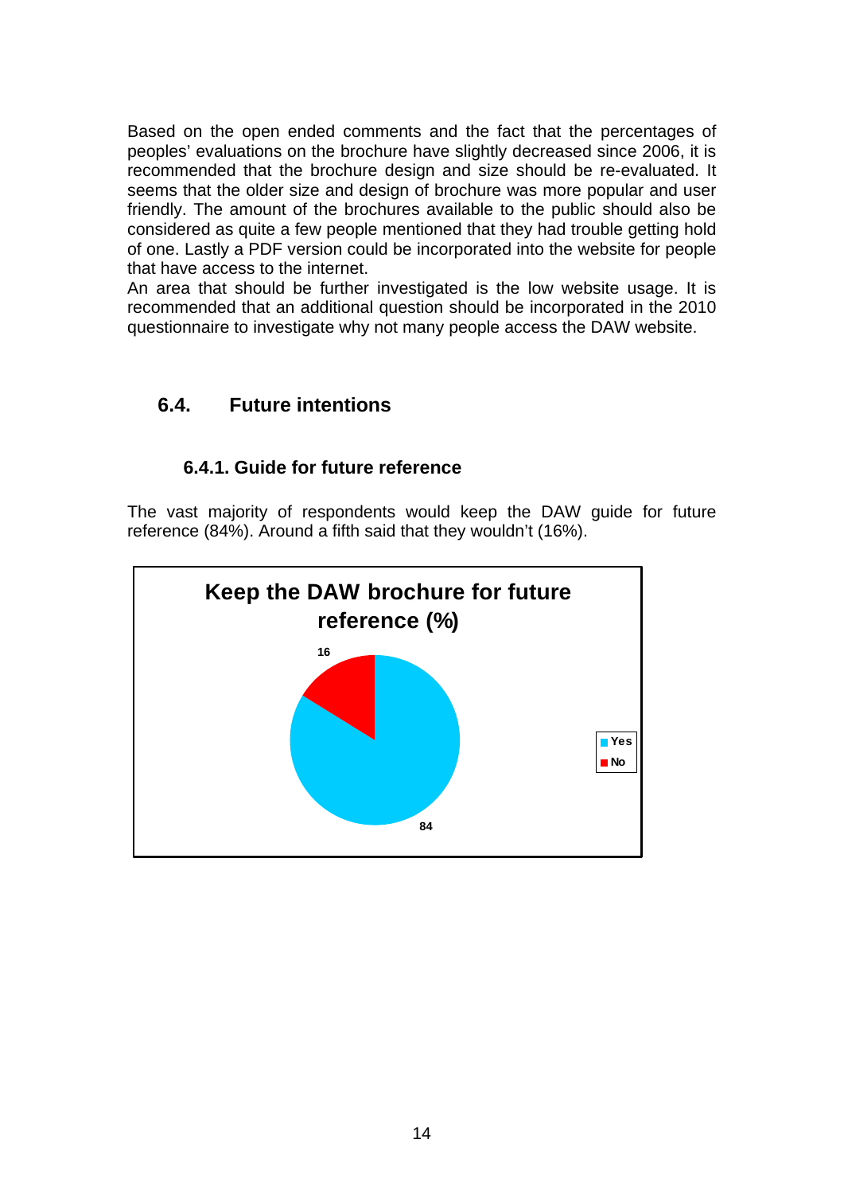Based on the open ended comments and the fact that the percentages of peoples' evaluations on the brochure have slightly decreased since 2006, it is recommended that the brochure design and size should be re-evaluated. It seems that the older size and design of brochure was more popular and user friendly. The amount of the brochures available to the public should also be considered as quite a few people mentioned that they had trouble getting hold of one. Lastly a PDF version could be incorporated into the website for people that have access to the internet.

An area that should be further investigated is the low website usage. It is recommended that an additional question should be incorporated in the 2010 questionnaire to investigate why not many people access the DAW website.

## 6.4. Future intentions

### 6.4.1. Guide for future reference

The vast majority of respondents would keep the DAW guide for future reference (84%). Around a fifth said that they wouldn't (16%).

**Keep the DAW brochure for future reference (%)**

| Response | % |
| --- | --- |
| Yes | 84 |
| No | 16 |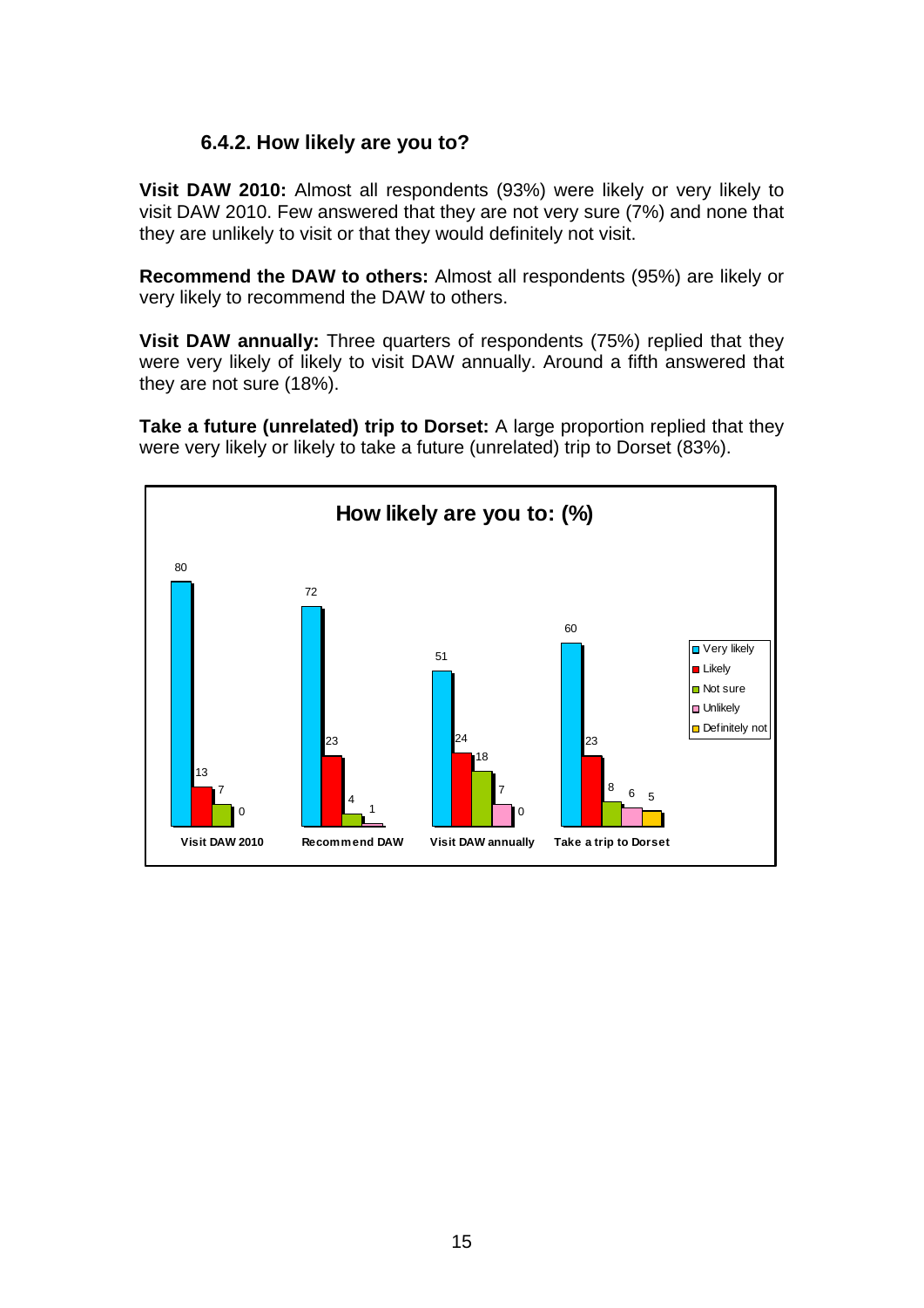### 6.4.2. How likely are you to?

**Visit DAW 2010:** Almost all respondents (93%) were likely or very likely to visit DAW 2010. Few answered that they are not very sure (7%) and none that they are unlikely to visit or that they would definitely not visit.

**Recommend the DAW to others:** Almost all respondents (95%) are likely or very likely to recommend the DAW to others.

**Visit DAW annually:** Three quarters of respondents (75%) replied that they were very likely of likely to visit DAW annually. Around a fifth answered that they are not sure (18%).

**Take a future (unrelated) trip to Dorset:** A large proportion replied that they were very likely or likely to take a future (unrelated) trip to Dorset (83%).

**How likely are you to: (%)**

| | Very likely | Likely | Not sure | Unlikely | Definitely not |
|---|---|---|---|---|---|
| Visit DAW 2010 | 80 | 13 | 7 | 0 | |
| Recommend DAW | 72 | 23 | 4 | 1 | |
| Visit DAW annually | 51 | 24 | 18 | 7 | 0 |
| Take a trip to Dorset | 60 | 23 | 8 | 6 | 5 |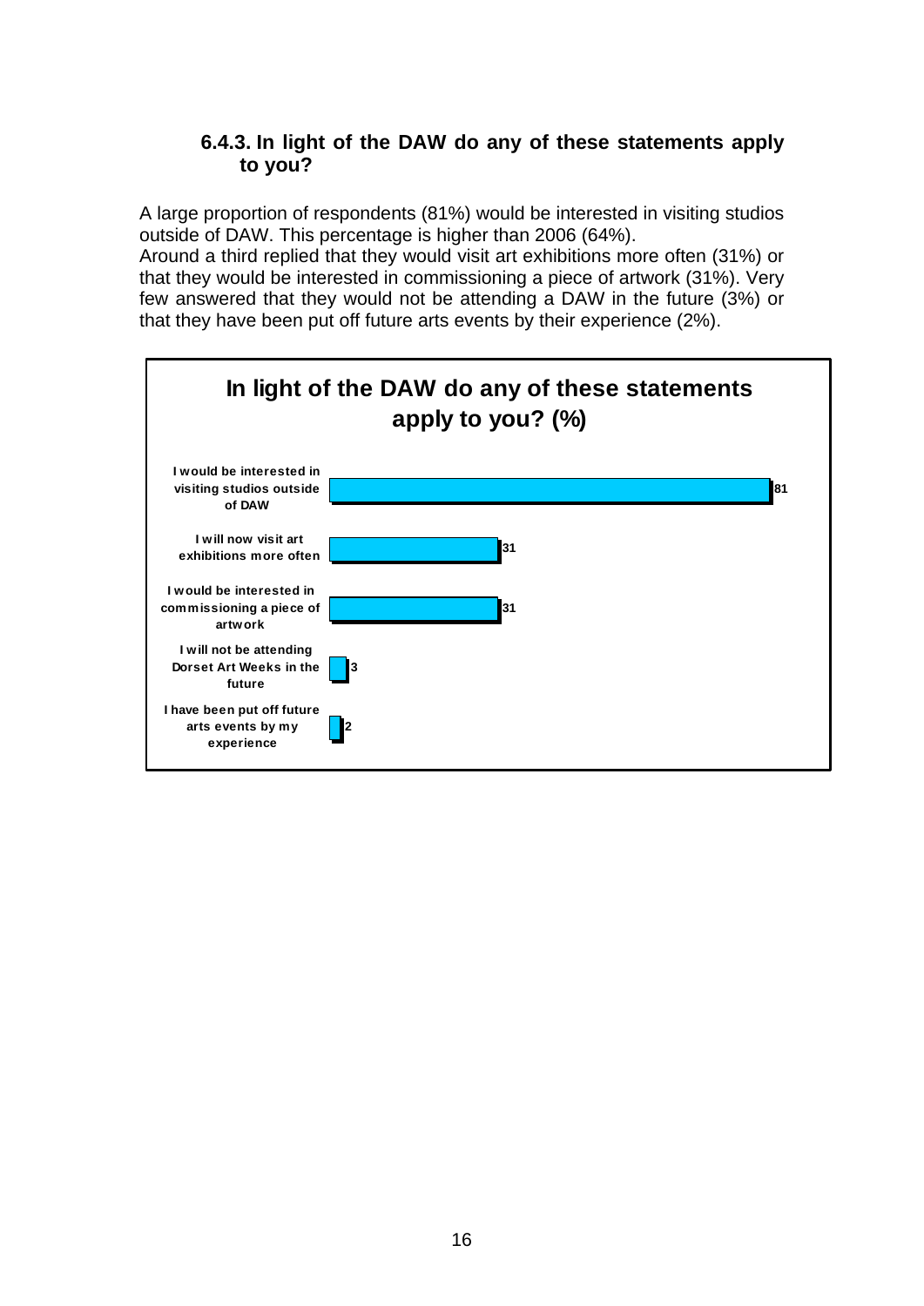### 6.4.3. In light of the DAW do any of these statements apply to you?

A large proportion of respondents (81%) would be interested in visiting studios outside of DAW. This percentage is higher than 2006 (64%).
Around a third replied that they would visit art exhibitions more often (31%) or that they would be interested in commissioning a piece of artwork (31%). Very few answered that they would not be attending a DAW in the future (3%) or that they have been put off future arts events by their experience (2%).

**In light of the DAW do any of these statements apply to you? (%)**

| Statement | % |
|---|---|
| I would be interested in visiting studios outside of DAW | 81 |
| I will now visit art exhibitions more often | 31 |
| I would be interested in commissioning a piece of artwork | 31 |
| I will not be attending Dorset Art Weeks in the future | 3 |
| I have been put off future arts events by my experience | 2 |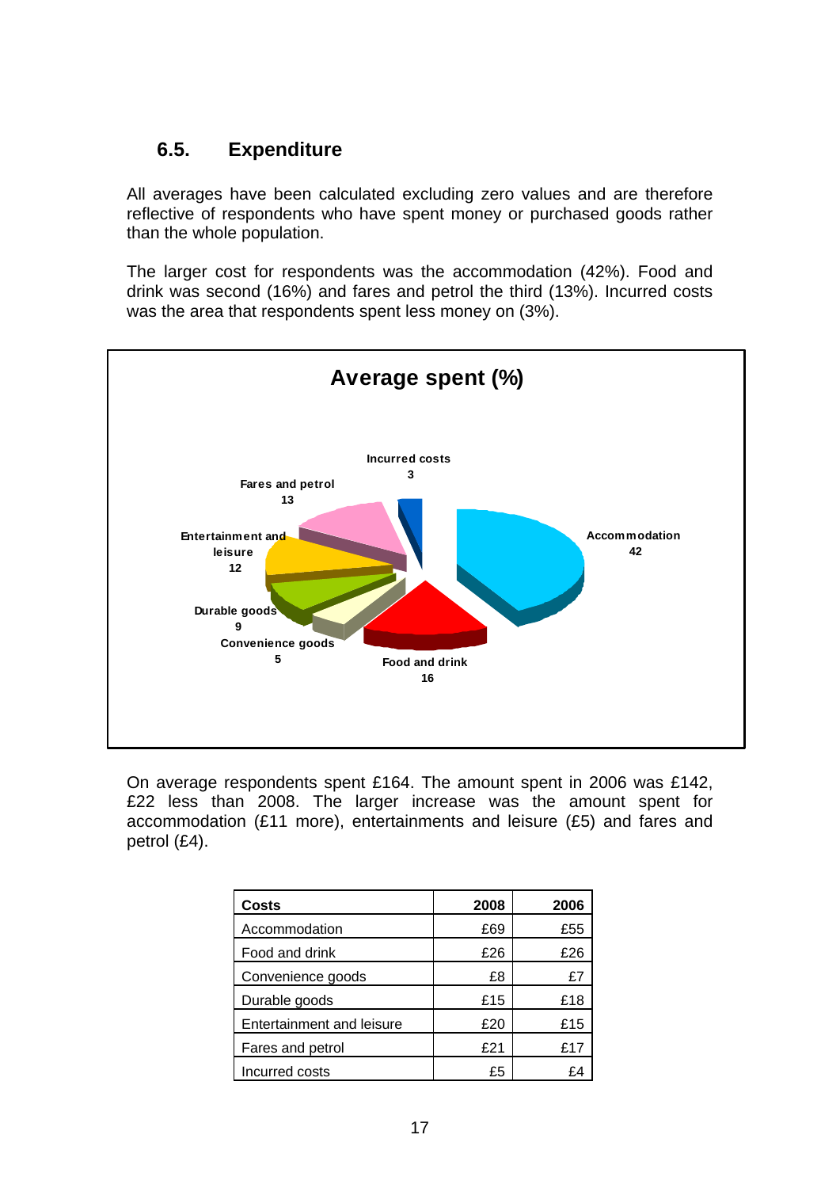## 6.5. Expenditure

All averages have been calculated excluding zero values and are therefore reflective of respondents who have spent money or purchased goods rather than the whole population.

The larger cost for respondents was the accommodation (42%). Food and drink was second (16%) and fares and petrol the third (13%). Incurred costs was the area that respondents spent less money on (3%).

**Average spent (%)**

| Category | % |
|---|---|
| Accommodation | 42 |
| Food and drink | 16 |
| Convenience goods | 5 |
| Durable goods | 9 |
| Entertainment and leisure | 12 |
| Fares and petrol | 13 |
| Incurred costs | 3 |

On average respondents spent £164. The amount spent in 2006 was £142, £22 less than 2008. The larger increase was the amount spent for accommodation (£11 more), entertainments and leisure (£5) and fares and petrol (£4).

| Costs | 2008 | 2006 |
|---|---|---|
| Accommodation | £69 | £55 |
| Food and drink | £26 | £26 |
| Convenience goods | £8 | £7 |
| Durable goods | £15 | £18 |
| Entertainment and leisure | £20 | £15 |
| Fares and petrol | £21 | £17 |
| Incurred costs | £5 | £4 |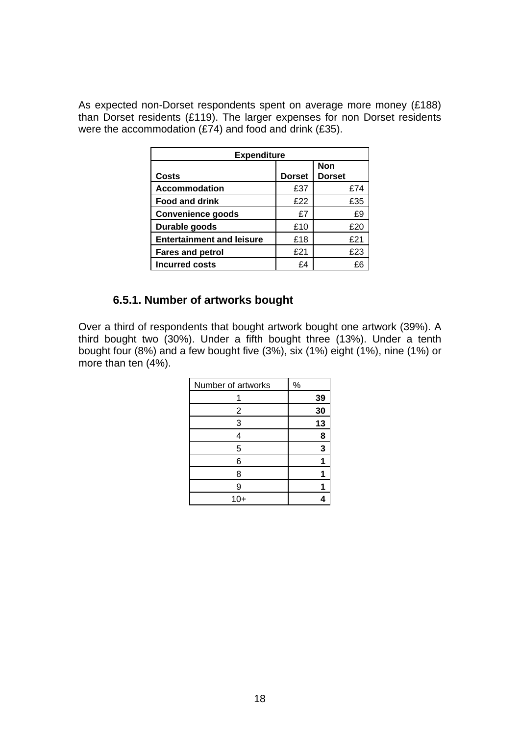As expected non-Dorset respondents spent on average more money (£188) than Dorset residents (£119). The larger expenses for non Dorset residents were the accommodation (£74) and food and drink (£35).

| **Expenditure** | | |
|---|---|---|
| **Costs** | **Dorset** | **Non Dorset** |
| **Accommodation** | £37 | £74 |
| **Food and drink** | £22 | £35 |
| **Convenience goods** | £7 | £9 |
| **Durable goods** | £10 | £20 |
| **Entertainment and leisure** | £18 | £21 |
| **Fares and petrol** | £21 | £23 |
| **Incurred costs** | £4 | £6 |

### 6.5.1. Number of artworks bought

Over a third of respondents that bought artwork bought one artwork (39%). A third bought two (30%). Under a fifth bought three (13%). Under a tenth bought four (8%) and a few bought five (3%), six (1%) eight (1%), nine (1%) or more than ten (4%).

| Number of artworks | % |
|---|---|
| 1 | **39** |
| 2 | **30** |
| 3 | **13** |
| 4 | **8** |
| 5 | **3** |
| 6 | **1** |
| 8 | **1** |
| 9 | **1** |
| 10+ | **4** |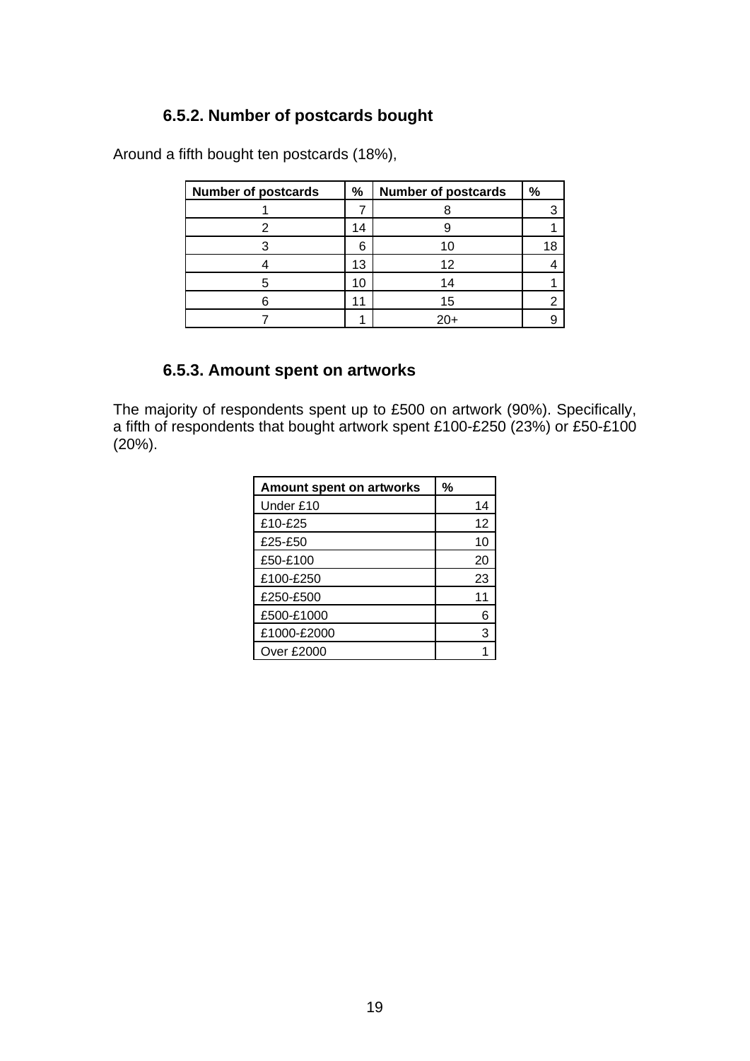### 6.5.2. Number of postcards bought

Around a fifth bought ten postcards (18%),

| Number of postcards | % | Number of postcards | % |
|---|---|---|---|
| 1 | 7 | 8 | 3 |
| 2 | 14 | 9 | 1 |
| 3 | 6 | 10 | 18 |
| 4 | 13 | 12 | 4 |
| 5 | 10 | 14 | 1 |
| 6 | 11 | 15 | 2 |
| 7 | 1 | 20+ | 9 |

### 6.5.3. Amount spent on artworks

The majority of respondents spent up to £500 on artwork (90%). Specifically, a fifth of respondents that bought artwork spent £100-£250 (23%) or £50-£100 (20%).

| Amount spent on artworks | % |
|---|---|
| Under £10 | 14 |
| £10-£25 | 12 |
| £25-£50 | 10 |
| £50-£100 | 20 |
| £100-£250 | 23 |
| £250-£500 | 11 |
| £500-£1000 | 6 |
| £1000-£2000 | 3 |
| Over £2000 | 1 |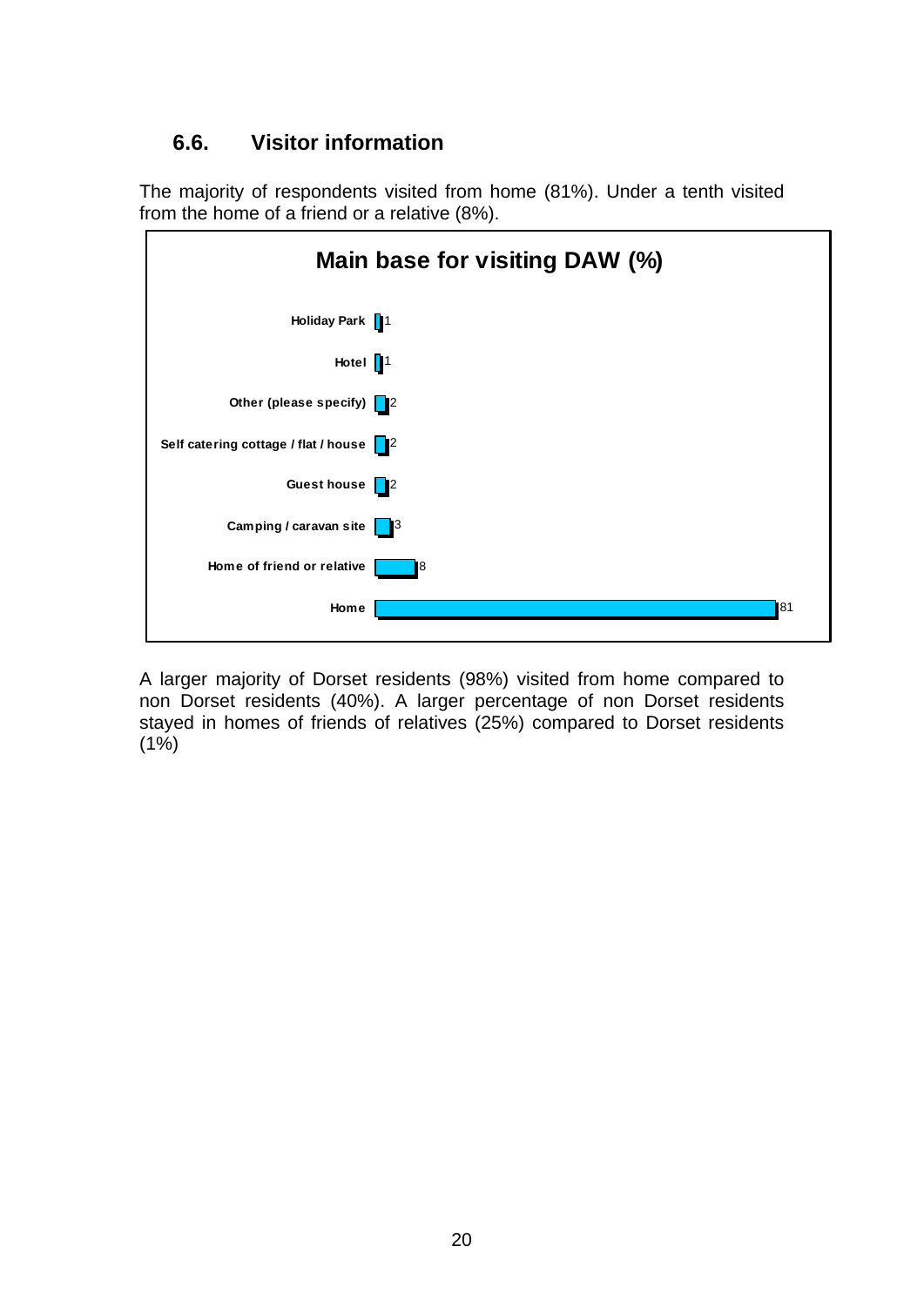### 6.6. Visitor information

The majority of respondents visited from home (81%). Under a tenth visited from the home of a friend or a relative (8%).

**Main base for visiting DAW (%)**

| Main base | % |
|---|---|
| Holiday Park | 1 |
| Hotel | 1 |
| Other (please specify) | 2 |
| Self catering cottage / flat / house | 2 |
| Guest house | 2 |
| Camping / caravan site | 3 |
| Home of friend or relative | 8 |
| Home | 81 |

A larger majority of Dorset residents (98%) visited from home compared to non Dorset residents (40%). A larger percentage of non Dorset residents stayed in homes of friends of relatives (25%) compared to Dorset residents (1%)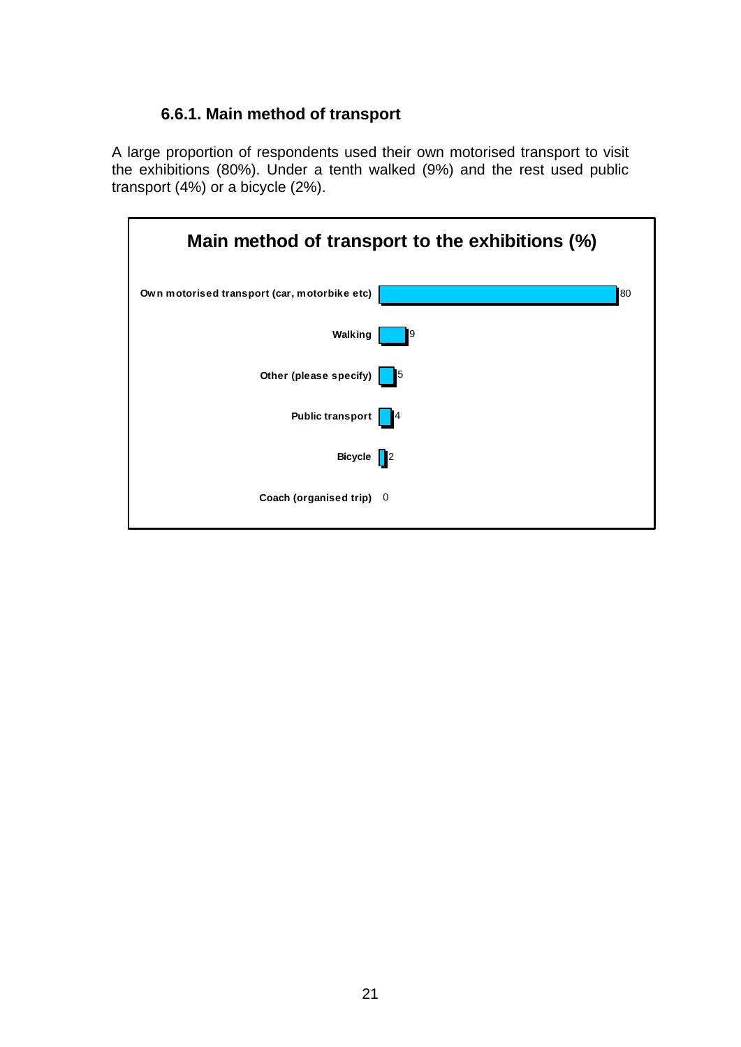### 6.6.1. Main method of transport

A large proportion of respondents used their own motorised transport to visit the exhibitions (80%). Under a tenth walked (9%) and the rest used public transport (4%) or a bicycle (2%).

**Main method of transport to the exhibitions (%)**

| Method | % |
|---|---|
| Own motorised transport (car, motorbike etc) | 80 |
| Walking | 9 |
| Other (please specify) | 5 |
| Public transport | 4 |
| Bicycle | 2 |
| Coach (organised trip) | 0 |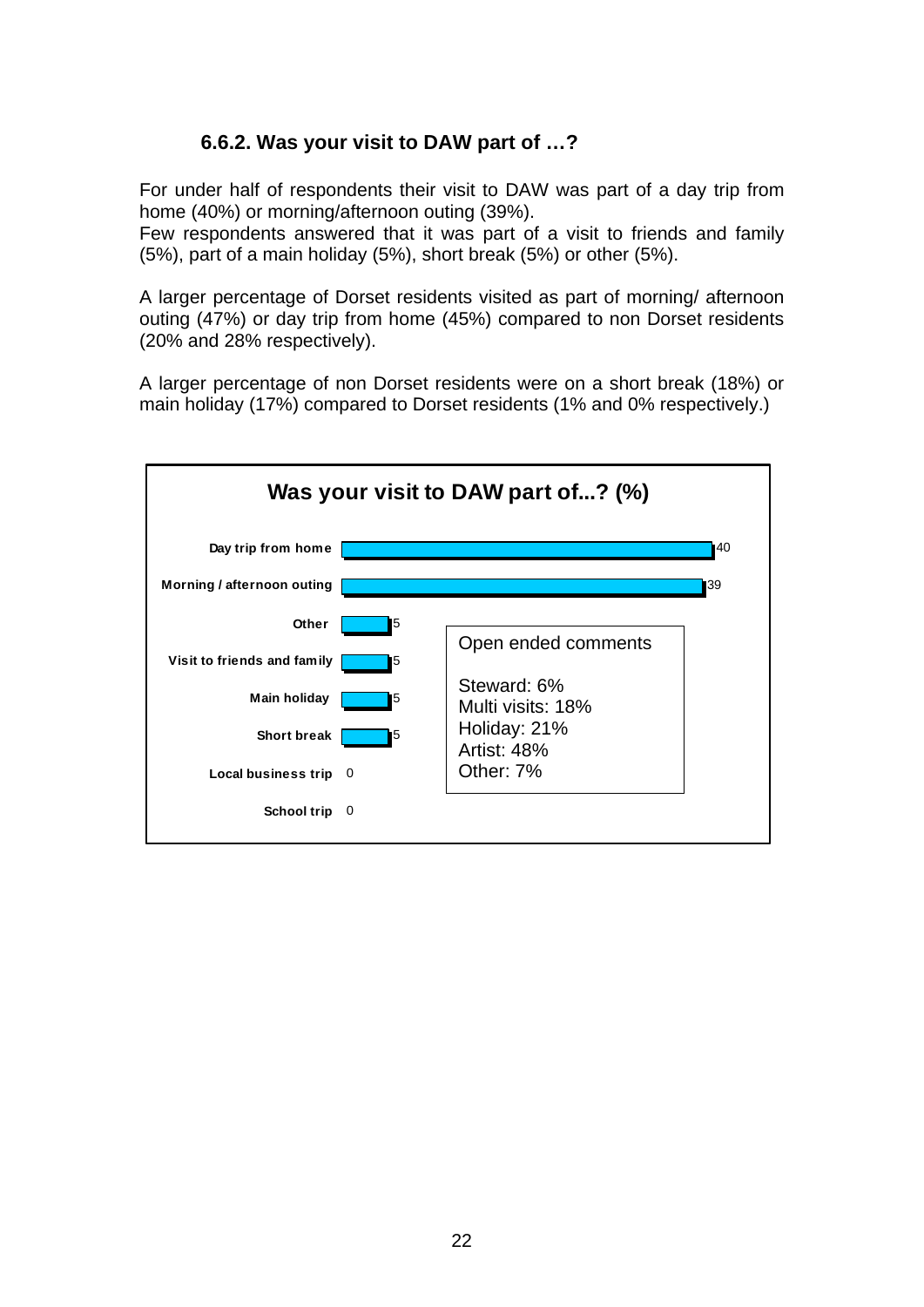### 6.6.2. Was your visit to DAW part of …?

For under half of respondents their visit to DAW was part of a day trip from home (40%) or morning/afternoon outing (39%).
Few respondents answered that it was part of a visit to friends and family (5%), part of a main holiday (5%), short break (5%) or other (5%).

A larger percentage of Dorset residents visited as part of morning/ afternoon outing (47%) or day trip from home (45%) compared to non Dorset residents (20% and 28% respectively).

A larger percentage of non Dorset residents were on a short break (18%) or main holiday (17%) compared to Dorset residents (1% and 0% respectively.)

**Was your visit to DAW part of...? (%)**

| Category | % |
|---|---|
| Day trip from home | 40 |
| Morning / afternoon outing | 39 |
| Other | 5 |
| Visit to friends and family | 5 |
| Main holiday | 5 |
| Short break | 5 |
| Local business trip | 0 |
| School trip | 0 |

Open ended comments

Steward: 6%
Multi visits: 18%
Holiday: 21%
Artist: 48%
Other: 7%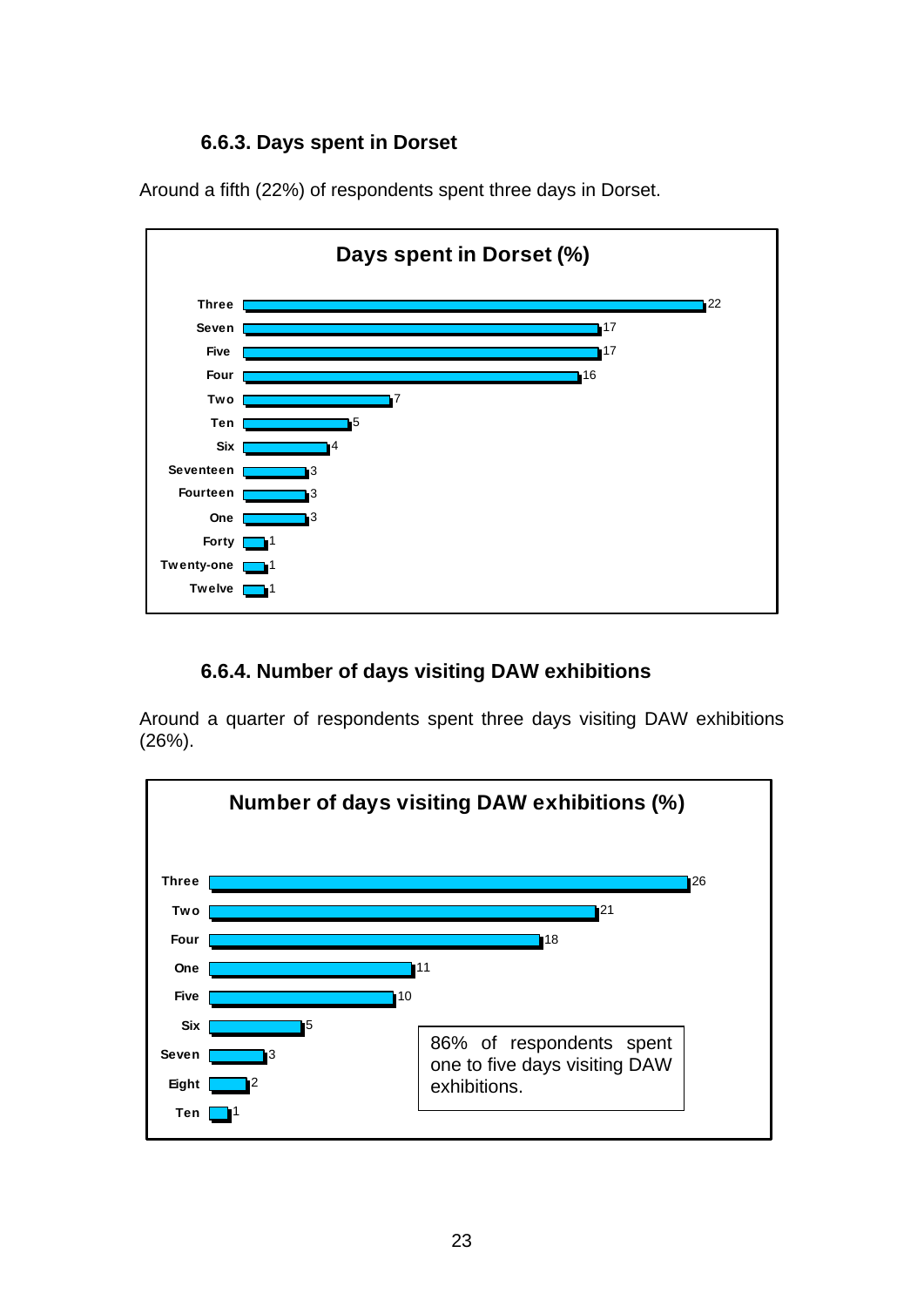### 6.6.3. Days spent in Dorset

Around a fifth (22%) of respondents spent three days in Dorset.

**Days spent in Dorset (%)**

| Days | % |
|---|---|
| Three | 22 |
| Seven | 17 |
| Five | 17 |
| Four | 16 |
| Two | 7 |
| Ten | 5 |
| Six | 4 |
| Seventeen | 3 |
| Fourteen | 3 |
| One | 3 |
| Forty | 1 |
| Twenty-one | 1 |
| Twelve | 1 |

### 6.6.4. Number of days visiting DAW exhibitions

Around a quarter of respondents spent three days visiting DAW exhibitions (26%).

**Number of days visiting DAW exhibitions (%)**

| Days | % |
|---|---|
| Three | 26 |
| Two | 21 |
| Four | 18 |
| One | 11 |
| Five | 10 |
| Six | 5 |
| Seven | 3 |
| Eight | 2 |
| Ten | 1 |

86% of respondents spent one to five days visiting DAW exhibitions.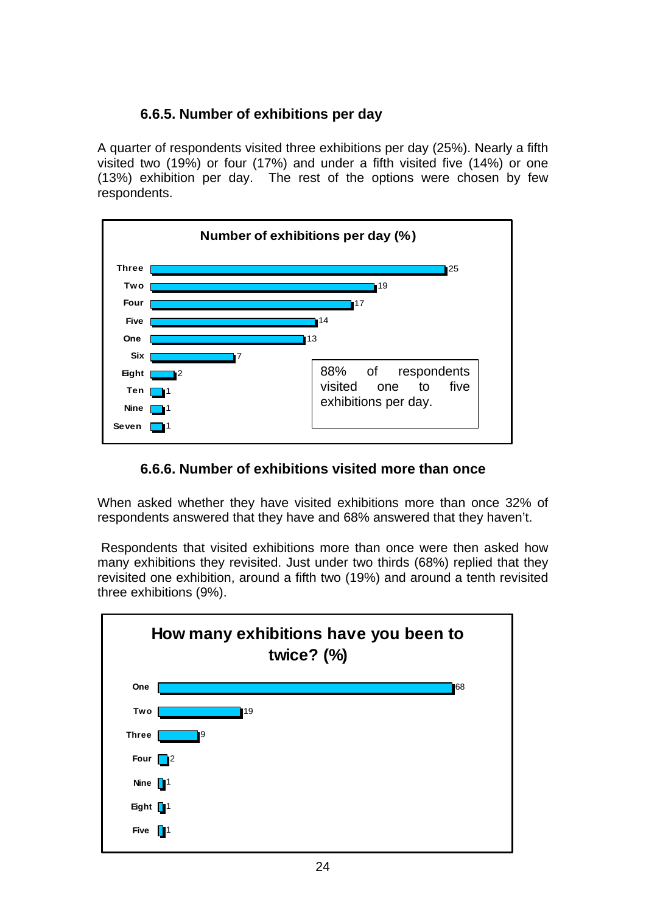### 6.6.5. Number of exhibitions per day

A quarter of respondents visited three exhibitions per day (25%). Nearly a fifth visited two (19%) or four (17%) and under a fifth visited five (14%) or one (13%) exhibition per day. The rest of the options were chosen by few respondents.

**Number of exhibitions per day (%)**

| Number | % |
|---|---|
| Three | 25 |
| Two | 19 |
| Four | 17 |
| Five | 14 |
| One | 13 |
| Six | 7 |
| Eight | 2 |
| Ten | 1 |
| Nine | 1 |
| Seven | 1 |

88% of respondents visited one to five exhibitions per day.

### 6.6.6. Number of exhibitions visited more than once

When asked whether they have visited exhibitions more than once 32% of respondents answered that they have and 68% answered that they haven't.

Respondents that visited exhibitions more than once were then asked how many exhibitions they revisited. Just under two thirds (68%) replied that they revisited one exhibition, around a fifth two (19%) and around a tenth revisited three exhibitions (9%).

**How many exhibitions have you been to twice? (%)**

| Number | % |
|---|---|
| One | 68 |
| Two | 19 |
| Three | 9 |
| Four | 2 |
| Nine | 1 |
| Eight | 1 |
| Five | 1 |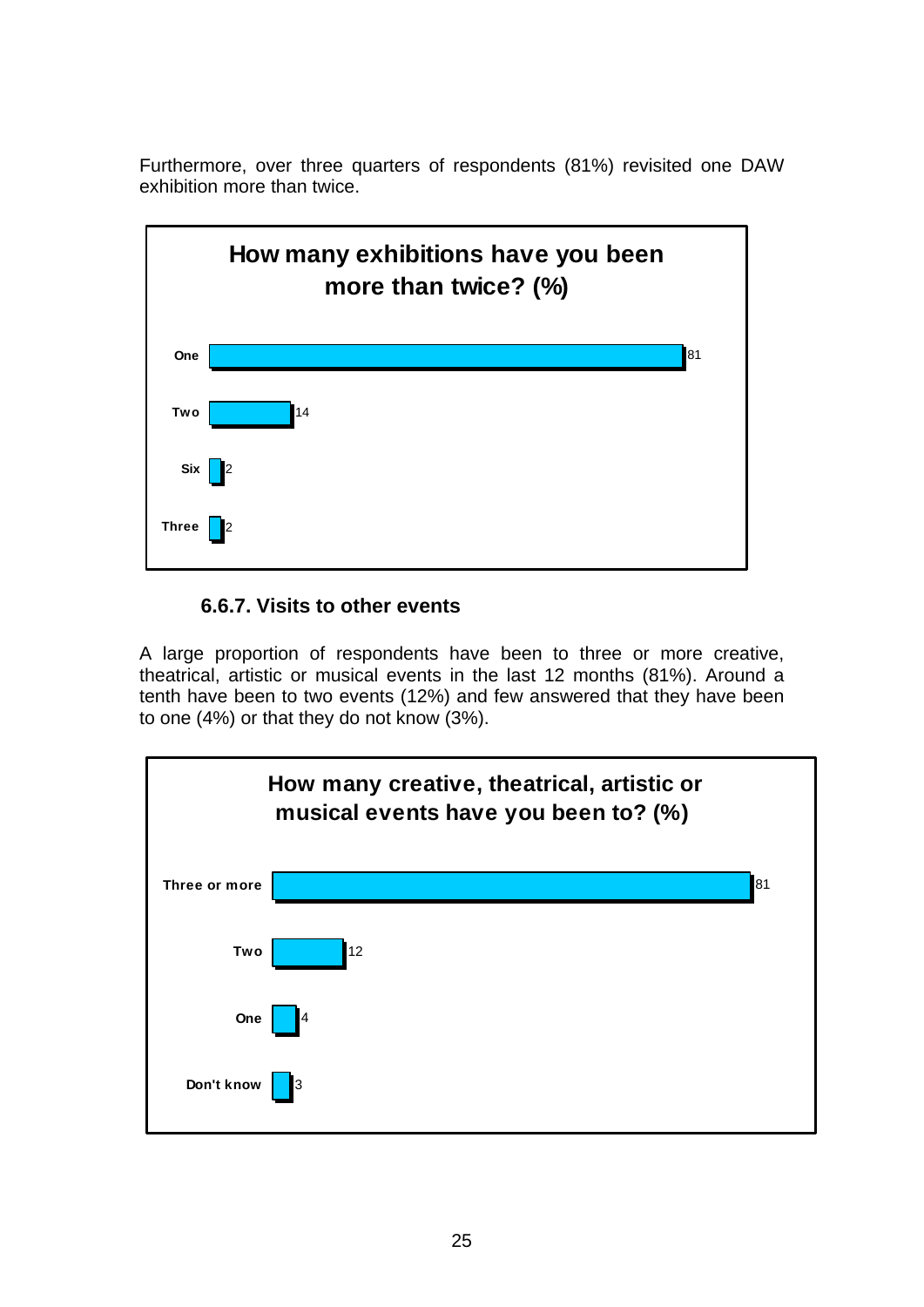Furthermore, over three quarters of respondents (81%) revisited one DAW exhibition more than twice.

**How many exhibitions have you been more than twice? (%)**

| | % |
|---|---|
| One | 81 |
| Two | 14 |
| Six | 2 |
| Three | 2 |

### 6.6.7. Visits to other events

A large proportion of respondents have been to three or more creative, theatrical, artistic or musical events in the last 12 months (81%). Around a tenth have been to two events (12%) and few answered that they have been to one (4%) or that they do not know (3%).

**How many creative, theatrical, artistic or musical events have you been to? (%)**

| | % |
|---|---|
| Three or more | 81 |
| Two | 12 |
| One | 4 |
| Don't know | 3 |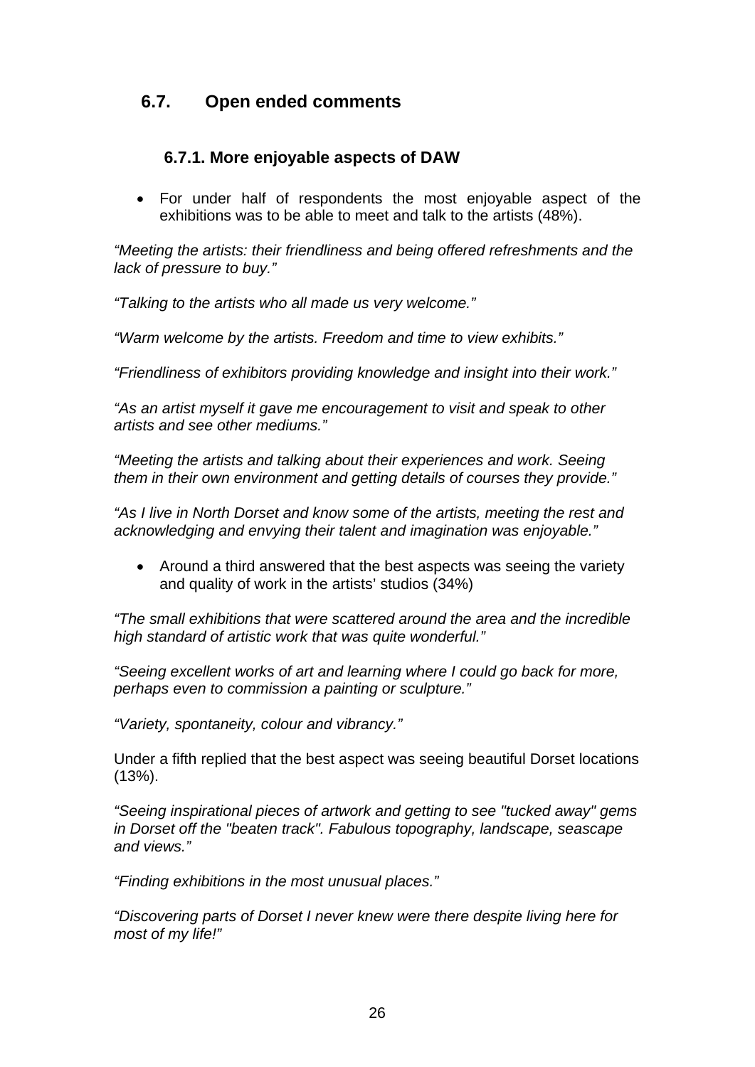## 6.7. Open ended comments

### 6.7.1. More enjoyable aspects of DAW

- For under half of respondents the most enjoyable aspect of the exhibitions was to be able to meet and talk to the artists (48%).

*"Meeting the artists: their friendliness and being offered refreshments and the lack of pressure to buy."*

*"Talking to the artists who all made us very welcome."*

*"Warm welcome by the artists. Freedom and time to view exhibits."*

*"Friendliness of exhibitors providing knowledge and insight into their work."*

*"As an artist myself it gave me encouragement to visit and speak to other artists and see other mediums."*

*"Meeting the artists and talking about their experiences and work. Seeing them in their own environment and getting details of courses they provide."*

*"As I live in North Dorset and know some of the artists, meeting the rest and acknowledging and envying their talent and imagination was enjoyable."*

- Around a third answered that the best aspects was seeing the variety and quality of work in the artists' studios (34%)

*"The small exhibitions that were scattered around the area and the incredible high standard of artistic work that was quite wonderful."*

*"Seeing excellent works of art and learning where I could go back for more, perhaps even to commission a painting or sculpture."*

*"Variety, spontaneity, colour and vibrancy."*

Under a fifth replied that the best aspect was seeing beautiful Dorset locations (13%).

*"Seeing inspirational pieces of artwork and getting to see "tucked away" gems in Dorset off the "beaten track". Fabulous topography, landscape, seascape and views."*

*"Finding exhibitions in the most unusual places."*

*"Discovering parts of Dorset I never knew were there despite living here for most of my life!"*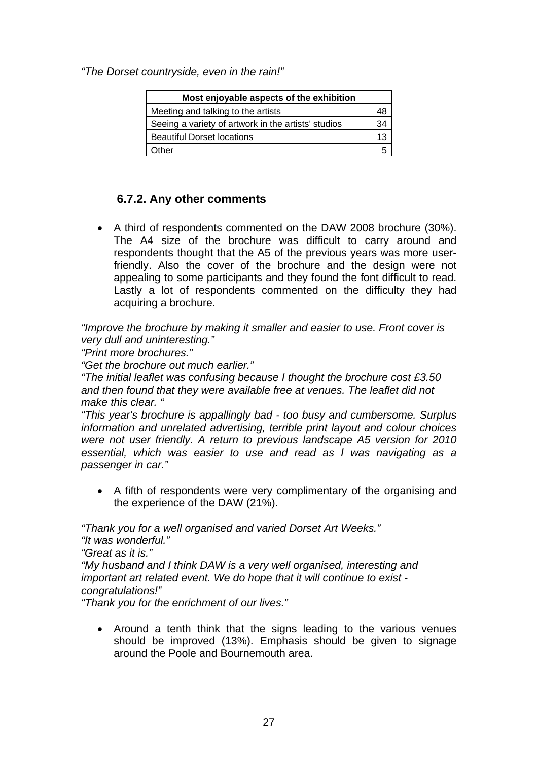*"The Dorset countryside, even in the rain!"*

| Most enjoyable aspects of the exhibition | |
|---|---|
| Meeting and talking to the artists | 48 |
| Seeing a variety of artwork in the artists' studios | 34 |
| Beautiful Dorset locations | 13 |
| Other | 5 |

### 6.7.2. Any other comments

- A third of respondents commented on the DAW 2008 brochure (30%). The A4 size of the brochure was difficult to carry around and respondents thought that the A5 of the previous years was more user-friendly. Also the cover of the brochure and the design were not appealing to some participants and they found the font difficult to read. Lastly a lot of respondents commented on the difficulty they had acquiring a brochure.

*"Improve the brochure by making it smaller and easier to use. Front cover is very dull and uninteresting."*
*"Print more brochures."*
*"Get the brochure out much earlier."*
*"The initial leaflet was confusing because I thought the brochure cost £3.50 and then found that they were available free at venues. The leaflet did not make this clear. "*
*"This year's brochure is appallingly bad - too busy and cumbersome. Surplus information and unrelated advertising, terrible print layout and colour choices were not user friendly. A return to previous landscape A5 version for 2010 essential, which was easier to use and read as I was navigating as a passenger in car."*

- A fifth of respondents were very complimentary of the organising and the experience of the DAW (21%).

*"Thank you for a well organised and varied Dorset Art Weeks."*
*"It was wonderful."*
*"Great as it is."*
*"My husband and I think DAW is a very well organised, interesting and important art related event. We do hope that it will continue to exist - congratulations!"*
*"Thank you for the enrichment of our lives."*

- Around a tenth think that the signs leading to the various venues should be improved (13%). Emphasis should be given to signage around the Poole and Bournemouth area.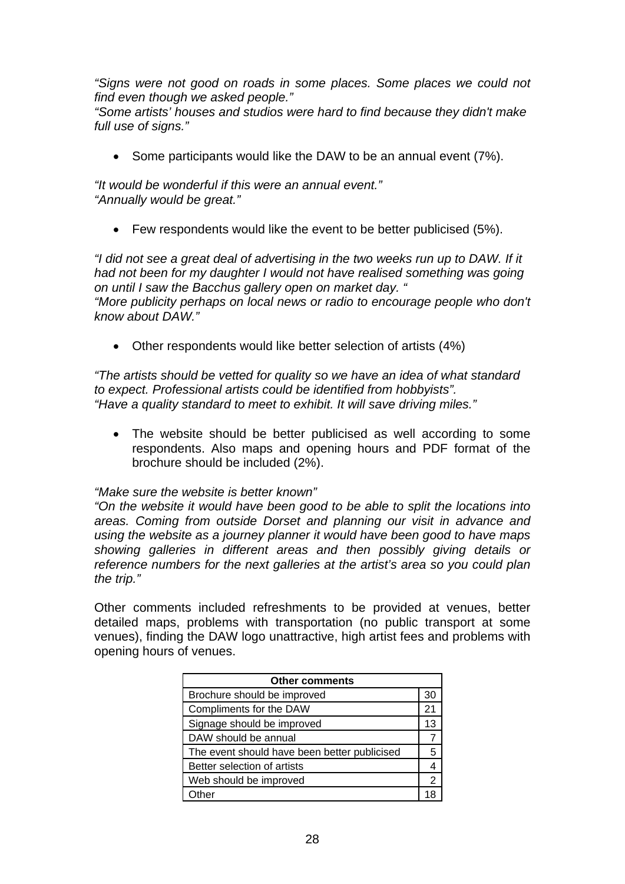*"Signs were not good on roads in some places. Some places we could not find even though we asked people."*
*"Some artists' houses and studios were hard to find because they didn't make full use of signs."*

- Some participants would like the DAW to be an annual event (7%).

*"It would be wonderful if this were an annual event."*
*"Annually would be great."*

- Few respondents would like the event to be better publicised (5%).

*"I did not see a great deal of advertising in the two weeks run up to DAW. If it had not been for my daughter I would not have realised something was going on until I saw the Bacchus gallery open on market day. "*
*"More publicity perhaps on local news or radio to encourage people who don't know about DAW."*

- Other respondents would like better selection of artists (4%)

*"The artists should be vetted for quality so we have an idea of what standard to expect. Professional artists could be identified from hobbyists".*
*"Have a quality standard to meet to exhibit. It will save driving miles."*

- The website should be better publicised as well according to some respondents. Also maps and opening hours and PDF format of the brochure should be included (2%).

*"Make sure the website is better known"*
*"On the website it would have been good to be able to split the locations into areas. Coming from outside Dorset and planning our visit in advance and using the website as a journey planner it would have been good to have maps showing galleries in different areas and then possibly giving details or reference numbers for the next galleries at the artist's area so you could plan the trip."*

Other comments included refreshments to be provided at venues, better detailed maps, problems with transportation (no public transport at some venues), finding the DAW logo unattractive, high artist fees and problems with opening hours of venues.

| Other comments | |
|---|---|
| Brochure should be improved | 30 |
| Compliments for the DAW | 21 |
| Signage should be improved | 13 |
| DAW should be annual | 7 |
| The event should have been better publicised | 5 |
| Better selection of artists | 4 |
| Web should be improved | 2 |
| Other | 18 |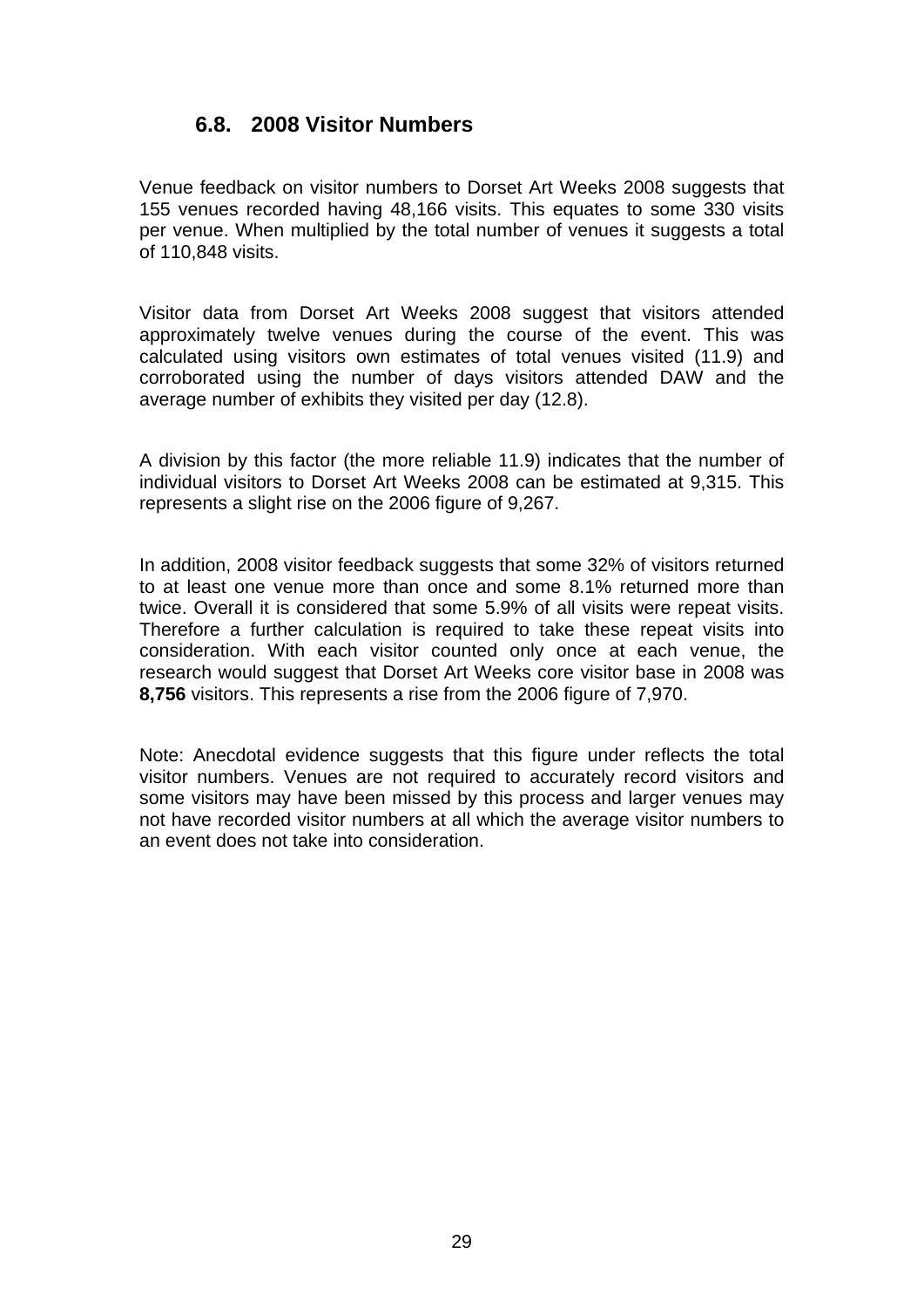## 6.8. 2008 Visitor Numbers

Venue feedback on visitor numbers to Dorset Art Weeks 2008 suggests that 155 venues recorded having 48,166 visits. This equates to some 330 visits per venue. When multiplied by the total number of venues it suggests a total of 110,848 visits.

Visitor data from Dorset Art Weeks 2008 suggest that visitors attended approximately twelve venues during the course of the event. This was calculated using visitors own estimates of total venues visited (11.9) and corroborated using the number of days visitors attended DAW and the average number of exhibits they visited per day (12.8).

A division by this factor (the more reliable 11.9) indicates that the number of individual visitors to Dorset Art Weeks 2008 can be estimated at 9,315. This represents a slight rise on the 2006 figure of 9,267.

In addition, 2008 visitor feedback suggests that some 32% of visitors returned to at least one venue more than once and some 8.1% returned more than twice. Overall it is considered that some 5.9% of all visits were repeat visits. Therefore a further calculation is required to take these repeat visits into consideration. With each visitor counted only once at each venue, the research would suggest that Dorset Art Weeks core visitor base in 2008 was **8,756** visitors. This represents a rise from the 2006 figure of 7,970.

Note: Anecdotal evidence suggests that this figure under reflects the total visitor numbers. Venues are not required to accurately record visitors and some visitors may have been missed by this process and larger venues may not have recorded visitor numbers at all which the average visitor numbers to an event does not take into consideration.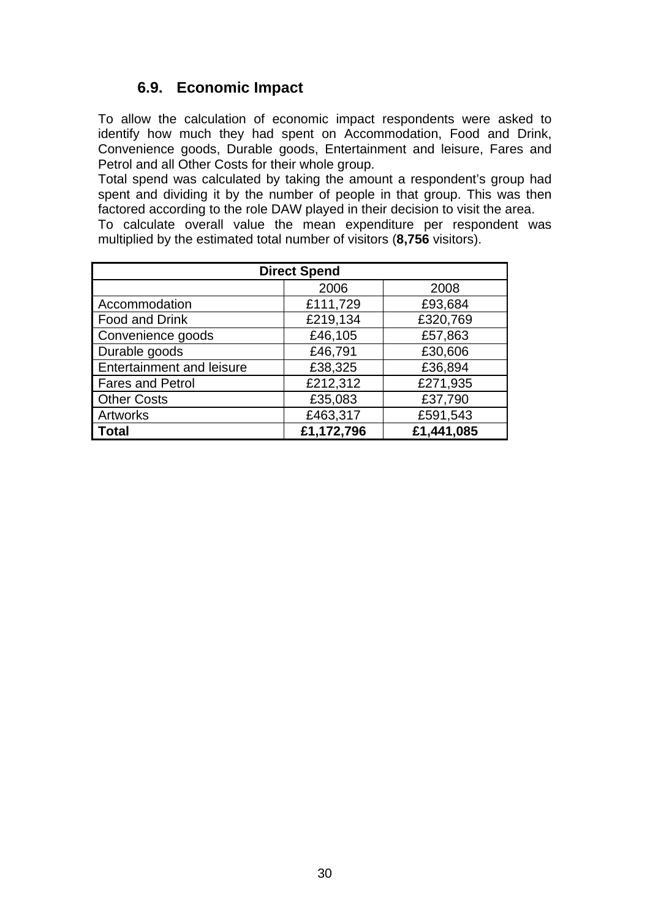## 6.9. Economic Impact

To allow the calculation of economic impact respondents were asked to identify how much they had spent on Accommodation, Food and Drink, Convenience goods, Durable goods, Entertainment and leisure, Fares and Petrol and all Other Costs for their whole group.

Total spend was calculated by taking the amount a respondent's group had spent and dividing it by the number of people in that group. This was then factored according to the role DAW played in their decision to visit the area.

To calculate overall value the mean expenditure per respondent was multiplied by the estimated total number of visitors (**8,756** visitors).

| Direct Spend | | |
|---|---|---|
| | 2006 | 2008 |
| Accommodation | £111,729 | £93,684 |
| Food and Drink | £219,134 | £320,769 |
| Convenience goods | £46,105 | £57,863 |
| Durable goods | £46,791 | £30,606 |
| Entertainment and leisure | £38,325 | £36,894 |
| Fares and Petrol | £212,312 | £271,935 |
| Other Costs | £35,083 | £37,790 |
| Artworks | £463,317 | £591,543 |
| **Total** | **£1,172,796** | **£1,441,085** |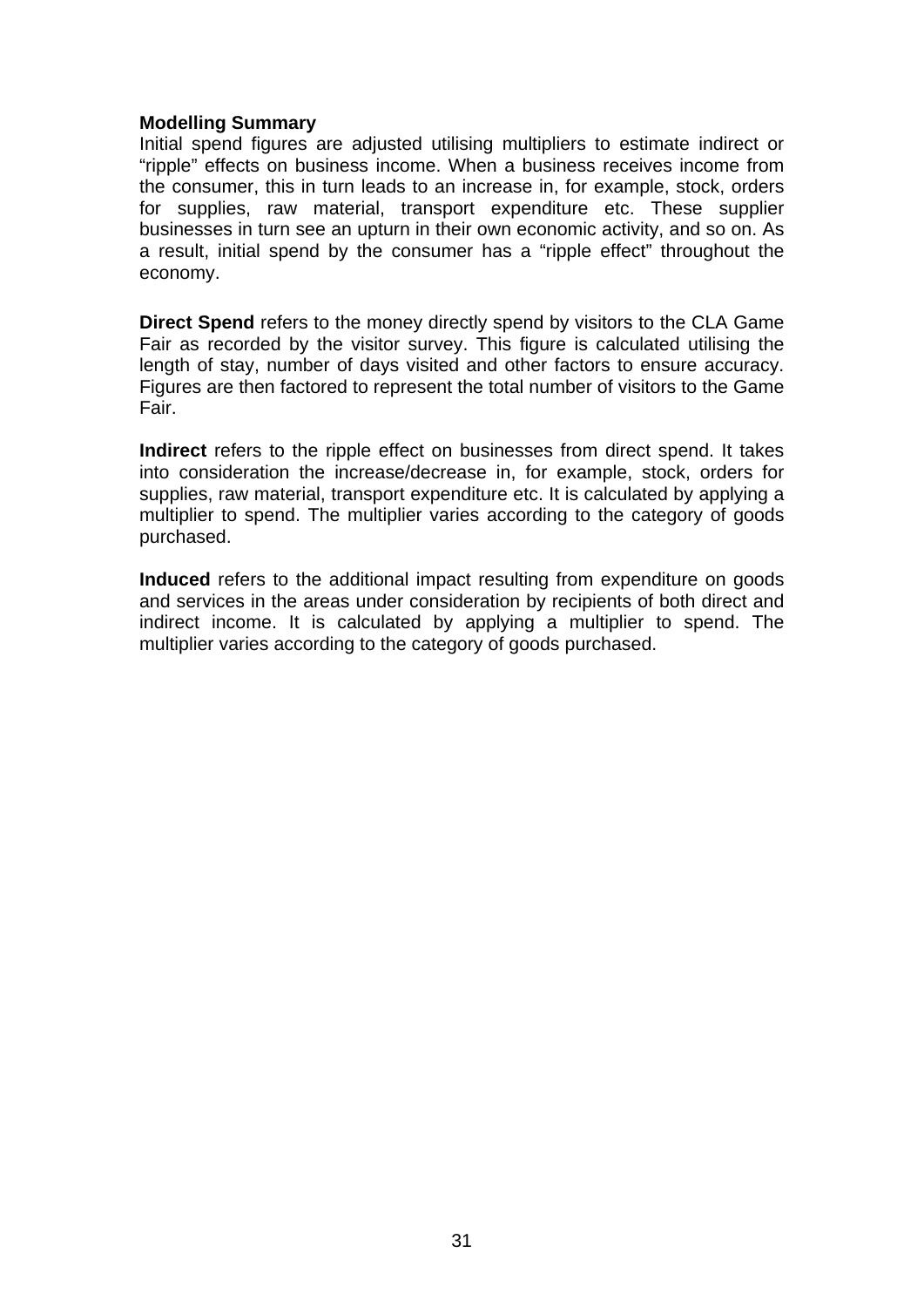**Modelling Summary**

Initial spend figures are adjusted utilising multipliers to estimate indirect or "ripple" effects on business income. When a business receives income from the consumer, this in turn leads to an increase in, for example, stock, orders for supplies, raw material, transport expenditure etc. These supplier businesses in turn see an upturn in their own economic activity, and so on. As a result, initial spend by the consumer has a "ripple effect" throughout the economy.

**Direct Spend** refers to the money directly spend by visitors to the CLA Game Fair as recorded by the visitor survey. This figure is calculated utilising the length of stay, number of days visited and other factors to ensure accuracy. Figures are then factored to represent the total number of visitors to the Game Fair.

**Indirect** refers to the ripple effect on businesses from direct spend. It takes into consideration the increase/decrease in, for example, stock, orders for supplies, raw material, transport expenditure etc. It is calculated by applying a multiplier to spend. The multiplier varies according to the category of goods purchased.

**Induced** refers to the additional impact resulting from expenditure on goods and services in the areas under consideration by recipients of both direct and indirect income. It is calculated by applying a multiplier to spend. The multiplier varies according to the category of goods purchased.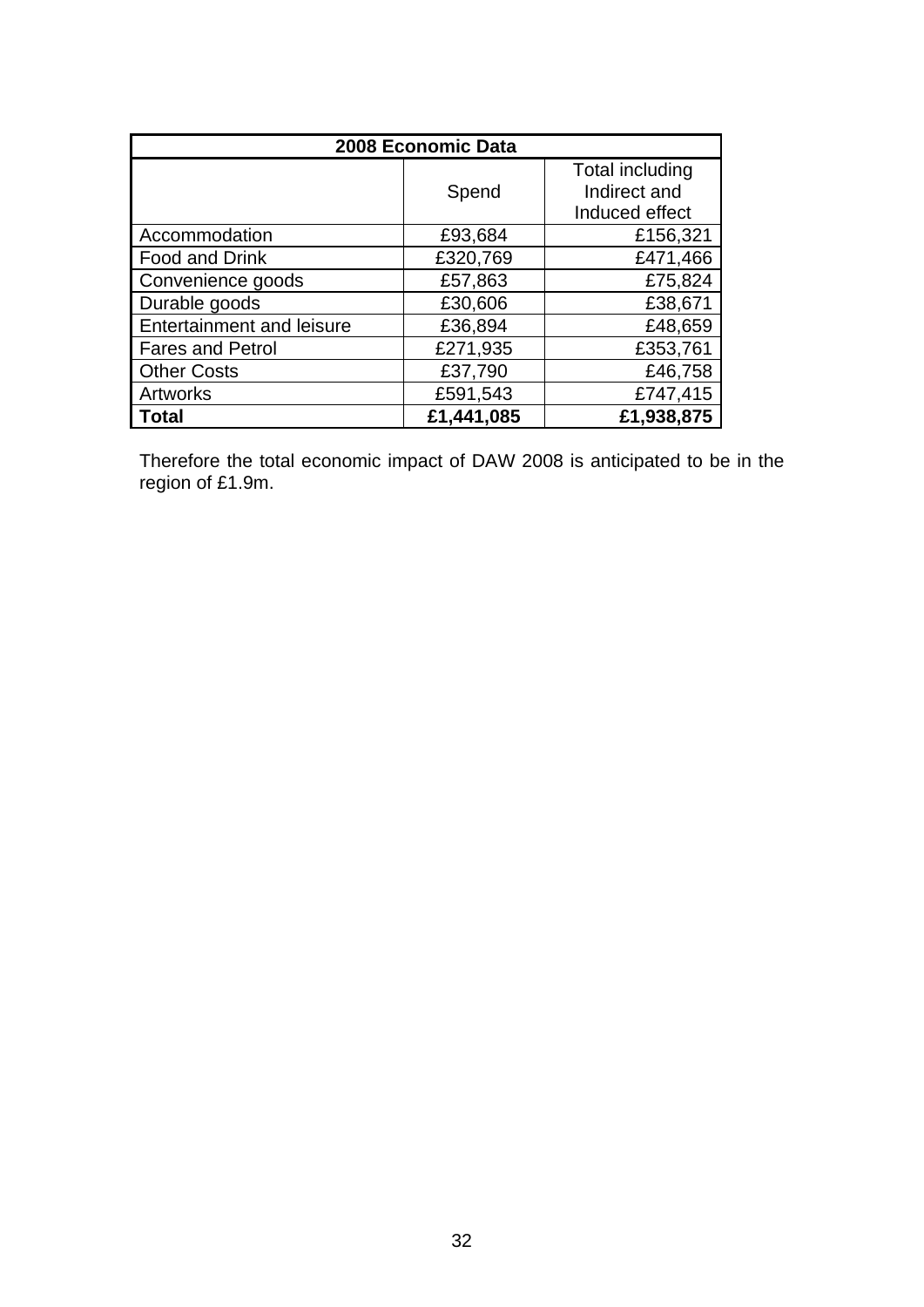| 2008 Economic Data | | |
|---|---|---|
| | Spend | Total including Indirect and Induced effect |
| Accommodation | £93,684 | £156,321 |
| Food and Drink | £320,769 | £471,466 |
| Convenience goods | £57,863 | £75,824 |
| Durable goods | £30,606 | £38,671 |
| Entertainment and leisure | £36,894 | £48,659 |
| Fares and Petrol | £271,935 | £353,761 |
| Other Costs | £37,790 | £46,758 |
| Artworks | £591,543 | £747,415 |
| **Total** | **£1,441,085** | **£1,938,875** |

Therefore the total economic impact of DAW 2008 is anticipated to be in the region of £1.9m.